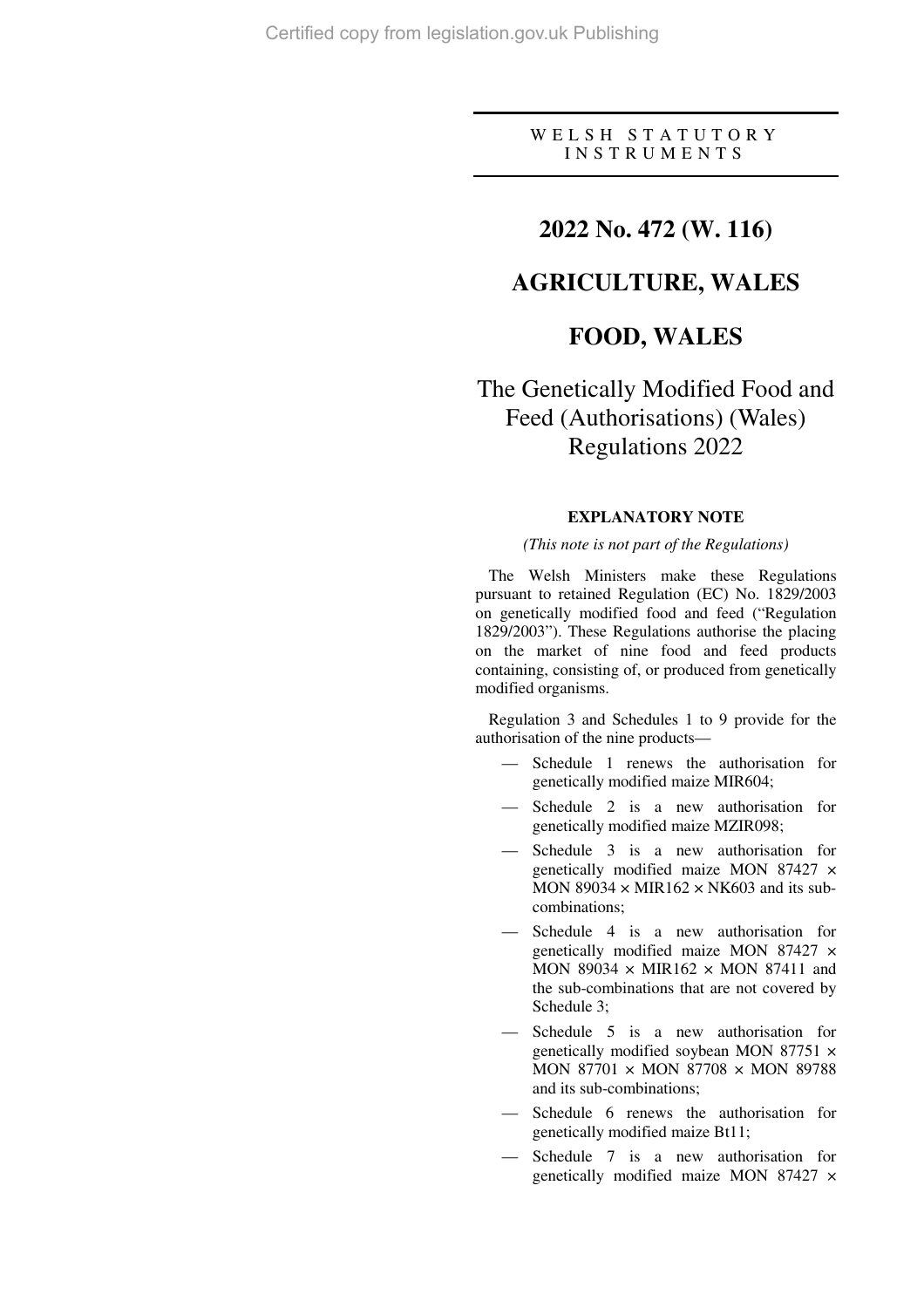WELSH STATUTORY INSTRUMENTS

# 2022 No. 472 (W. 116)

## AGRICULTURE, WALES

## FOOD, WALES

## The Genetically Modified Food and Feed (Authorisations) (Wales) Regulations 2022

### EXPLANATORY NOTE

*(This note is not part of the Regulations)*

The Welsh Ministers make these Regulations pursuant to retained Regulation (EC) No. 1829/2003 on genetically modified food and feed ("Regulation 1829/2003"). These Regulations authorise the placing on the market of nine food and feed products containing, consisting of, or produced from genetically modified organisms.

Regulation 3 and Schedules 1 to 9 provide for the authorisation of the nine products—

- Schedule 1 renews the authorisation for genetically modified maize MIR604;
- Schedule 2 is a new authorisation for genetically modified maize MZIR098;
- Schedule 3 is a new authorisation for genetically modified maize MON 87427 × MON 89034 × MIR162 × NK603 and its sub-combinations;
- Schedule 4 is a new authorisation for genetically modified maize MON 87427 × MON 89034 × MIR162 × MON 87411 and the sub-combinations that are not covered by Schedule 3;
- Schedule 5 is a new authorisation for genetically modified soybean MON 87751 × MON 87701 × MON 87708 × MON 89788 and its sub-combinations;
- Schedule 6 renews the authorisation for genetically modified maize Bt11;
- Schedule 7 is a new authorisation for genetically modified maize MON 87427 ×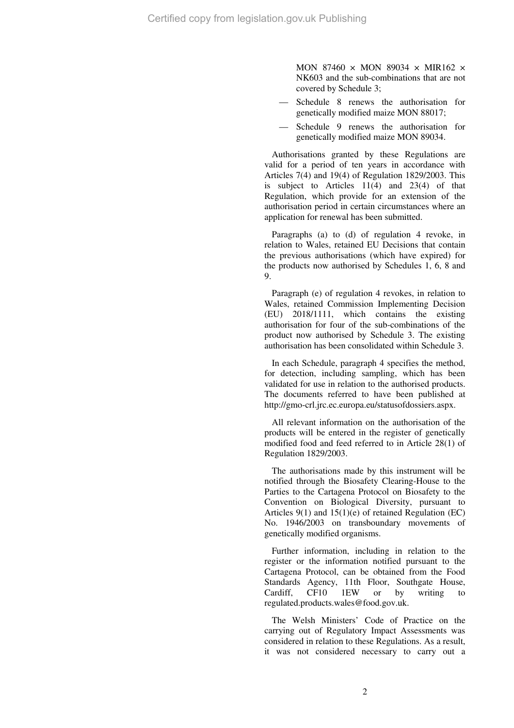MON 87460 × MON 89034 × MIR162 × NK603 and the sub-combinations that are not covered by Schedule 3;

- Schedule 8 renews the authorisation for genetically modified maize MON 88017;
- Schedule 9 renews the authorisation for genetically modified maize MON 89034.

Authorisations granted by these Regulations are valid for a period of ten years in accordance with Articles 7(4) and 19(4) of Regulation 1829/2003. This is subject to Articles 11(4) and 23(4) of that Regulation, which provide for an extension of the authorisation period in certain circumstances where an application for renewal has been submitted.

Paragraphs (a) to (d) of regulation 4 revoke, in relation to Wales, retained EU Decisions that contain the previous authorisations (which have expired) for the products now authorised by Schedules 1, 6, 8 and 9.

Paragraph (e) of regulation 4 revokes, in relation to Wales, retained Commission Implementing Decision (EU) 2018/1111, which contains the existing authorisation for four of the sub-combinations of the product now authorised by Schedule 3. The existing authorisation has been consolidated within Schedule 3.

In each Schedule, paragraph 4 specifies the method, for detection, including sampling, which has been validated for use in relation to the authorised products. The documents referred to have been published at http://gmo-crl.jrc.ec.europa.eu/statusofdossiers.aspx.

All relevant information on the authorisation of the products will be entered in the register of genetically modified food and feed referred to in Article 28(1) of Regulation 1829/2003.

The authorisations made by this instrument will be notified through the Biosafety Clearing-House to the Parties to the Cartagena Protocol on Biosafety to the Convention on Biological Diversity, pursuant to Articles 9(1) and 15(1)(e) of retained Regulation (EC) No. 1946/2003 on transboundary movements of genetically modified organisms.

Further information, including in relation to the register or the information notified pursuant to the Cartagena Protocol, can be obtained from the Food Standards Agency, 11th Floor, Southgate House, Cardiff, CF10 1EW or by writing to regulated.products.wales@food.gov.uk.

The Welsh Ministers' Code of Practice on the carrying out of Regulatory Impact Assessments was considered in relation to these Regulations. As a result, it was not considered necessary to carry out a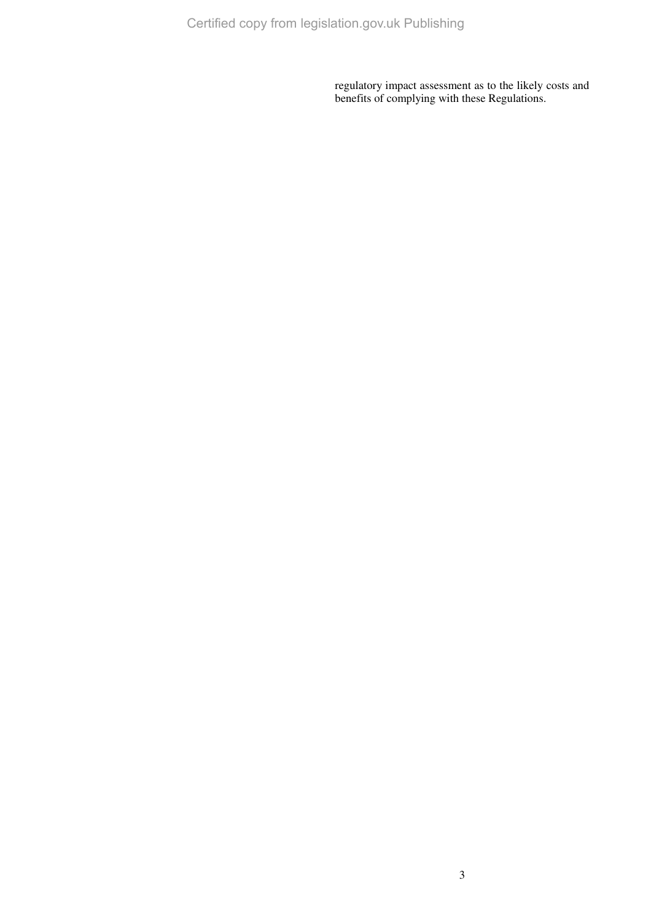regulatory impact assessment as to the likely costs and benefits of complying with these Regulations.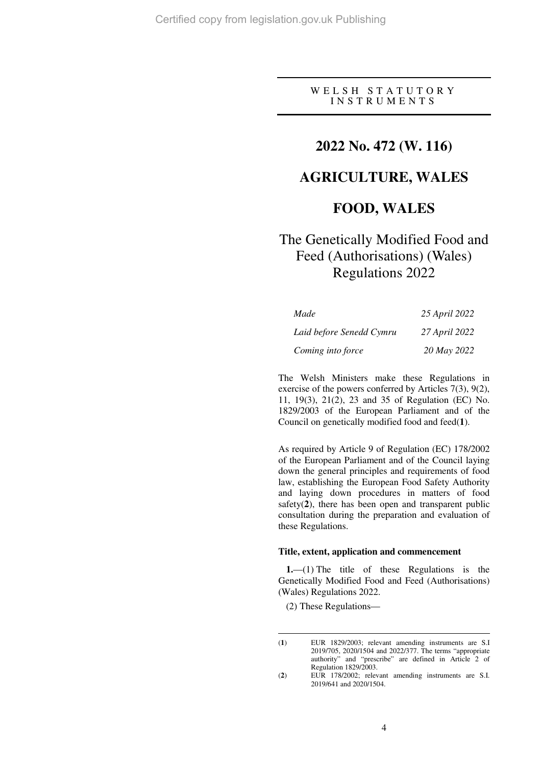WELSH STATUTORY INSTRUMENTS

# 2022 No. 472 (W. 116)

# AGRICULTURE, WALES

# FOOD, WALES

## The Genetically Modified Food and Feed (Authorisations) (Wales) Regulations 2022

| | |
|---|---|
| *Made* | *25 April 2022* |
| *Laid before Senedd Cymru* | *27 April 2022* |
| *Coming into force* | *20 May 2022* |

The Welsh Ministers make these Regulations in exercise of the powers conferred by Articles 7(3), 9(2), 11, 19(3), 21(2), 23 and 35 of Regulation (EC) No. 1829/2003 of the European Parliament and of the Council on genetically modified food and feed(**1**).

As required by Article 9 of Regulation (EC) 178/2002 of the European Parliament and of the Council laying down the general principles and requirements of food law, establishing the European Food Safety Authority and laying down procedures in matters of food safety(**2**), there has been open and transparent public consultation during the preparation and evaluation of these Regulations.

**Title, extent, application and commencement**

**1.**—(1) The title of these Regulations is the Genetically Modified Food and Feed (Authorisations) (Wales) Regulations 2022.

(2) These Regulations—

---

(**1**) EUR 1829/2003; relevant amending instruments are S.I 2019/705, 2020/1504 and 2022/377. The terms "appropriate authority" and "prescribe" are defined in Article 2 of Regulation 1829/2003.

(**2**) EUR 178/2002; relevant amending instruments are S.I. 2019/641 and 2020/1504.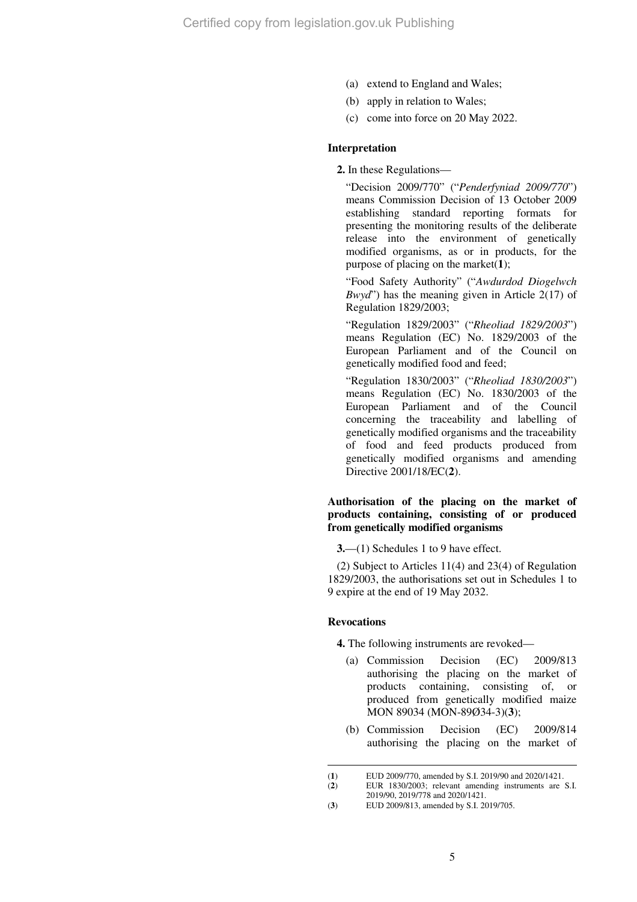(a) extend to England and Wales;

(b) apply in relation to Wales;

(c) come into force on 20 May 2022.

### Interpretation

**2.** In these Regulations—

"Decision 2009/770" ("*Penderfyniad 2009/770*") means Commission Decision of 13 October 2009 establishing standard reporting formats for presenting the monitoring results of the deliberate release into the environment of genetically modified organisms, as or in products, for the purpose of placing on the market(**1**);

"Food Safety Authority" ("*Awdurdod Diogelwch Bwyd*") has the meaning given in Article 2(17) of Regulation 1829/2003;

"Regulation 1829/2003" ("*Rheoliad 1829/2003*") means Regulation (EC) No. 1829/2003 of the European Parliament and of the Council on genetically modified food and feed;

"Regulation 1830/2003" ("*Rheoliad 1830/2003*") means Regulation (EC) No. 1830/2003 of the European Parliament and of the Council concerning the traceability and labelling of genetically modified organisms and the traceability of food and feed products produced from genetically modified organisms and amending Directive 2001/18/EC(**2**).

### Authorisation of the placing on the market of products containing, consisting of or produced from genetically modified organisms

**3.**—(1) Schedules 1 to 9 have effect.

(2) Subject to Articles 11(4) and 23(4) of Regulation 1829/2003, the authorisations set out in Schedules 1 to 9 expire at the end of 19 May 2032.

### Revocations

**4.** The following instruments are revoked—

(a) Commission Decision (EC) 2009/813 authorising the placing on the market of products containing, consisting of, or produced from genetically modified maize MON 89034 (MON-89Ø34-3)(**3**);

(b) Commission Decision (EC) 2009/814 authorising the placing on the market of

---

(**1**) EUD 2009/770, amended by S.I. 2019/90 and 2020/1421.

(**2**) EUR 1830/2003; relevant amending instruments are S.I. 2019/90, 2019/778 and 2020/1421.

(**3**) EUD 2009/813, amended by S.I. 2019/705.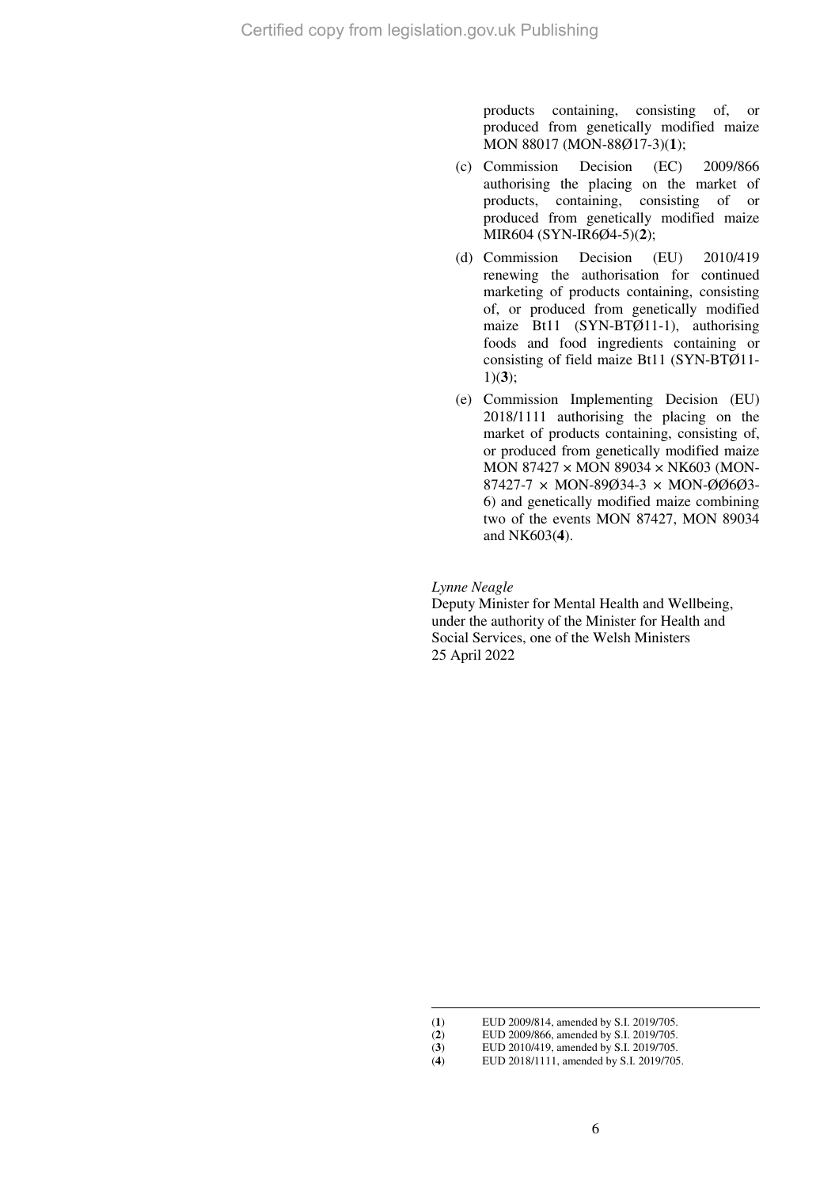products containing, consisting of, or produced from genetically modified maize MON 88017 (MON-88Ø17-3)(**1**);

(c) Commission Decision (EC) 2009/866 authorising the placing on the market of products, containing, consisting of or produced from genetically modified maize MIR604 (SYN-IR6Ø4-5)(**2**);

(d) Commission Decision (EU) 2010/419 renewing the authorisation for continued marketing of products containing, consisting of, or produced from genetically modified maize Bt11 (SYN-BTØ11-1), authorising foods and food ingredients containing or consisting of field maize Bt11 (SYN-BTØ11-1)(**3**);

(e) Commission Implementing Decision (EU) 2018/1111 authorising the placing on the market of products containing, consisting of, or produced from genetically modified maize MON 87427 × MON 89034 × NK603 (MON-87427-7 × MON-89Ø34-3 × MON-ØØ6Ø3-6) and genetically modified maize combining two of the events MON 87427, MON 89034 and NK603(**4**).

*Lynne Neagle*
Deputy Minister for Mental Health and Wellbeing, under the authority of the Minister for Health and Social Services, one of the Welsh Ministers
25 April 2022

---

(**1**) EUD 2009/814, amended by S.I. 2019/705.
(**2**) EUD 2009/866, amended by S.I. 2019/705.
(**3**) EUD 2010/419, amended by S.I. 2019/705.
(**4**) EUD 2018/1111, amended by S.I. 2019/705.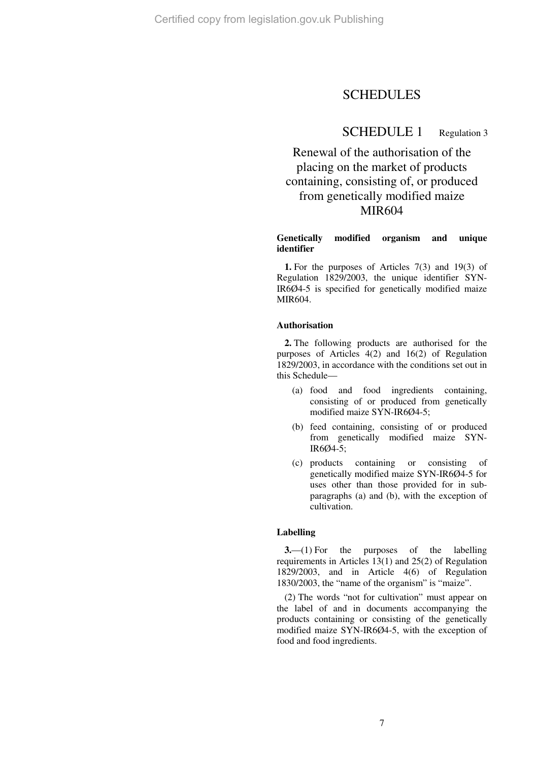# SCHEDULES

## SCHEDULE 1 Regulation 3

## Renewal of the authorisation of the placing on the market of products containing, consisting of, or produced from genetically modified maize MIR604

### Genetically modified organism and unique identifier

**1.** For the purposes of Articles 7(3) and 19(3) of Regulation 1829/2003, the unique identifier SYN-IR6Ø4-5 is specified for genetically modified maize MIR604.

### Authorisation

**2.** The following products are authorised for the purposes of Articles 4(2) and 16(2) of Regulation 1829/2003, in accordance with the conditions set out in this Schedule—

(a) food and food ingredients containing, consisting of or produced from genetically modified maize SYN-IR6Ø4-5;

(b) feed containing, consisting of or produced from genetically modified maize SYN-IR6Ø4-5;

(c) products containing or consisting of genetically modified maize SYN-IR6Ø4-5 for uses other than those provided for in sub-paragraphs (a) and (b), with the exception of cultivation.

### Labelling

**3.**—(1) For the purposes of the labelling requirements in Articles 13(1) and 25(2) of Regulation 1829/2003, and in Article 4(6) of Regulation 1830/2003, the "name of the organism" is "maize".

(2) The words "not for cultivation" must appear on the label of and in documents accompanying the products containing or consisting of the genetically modified maize SYN-IR6Ø4-5, with the exception of food and food ingredients.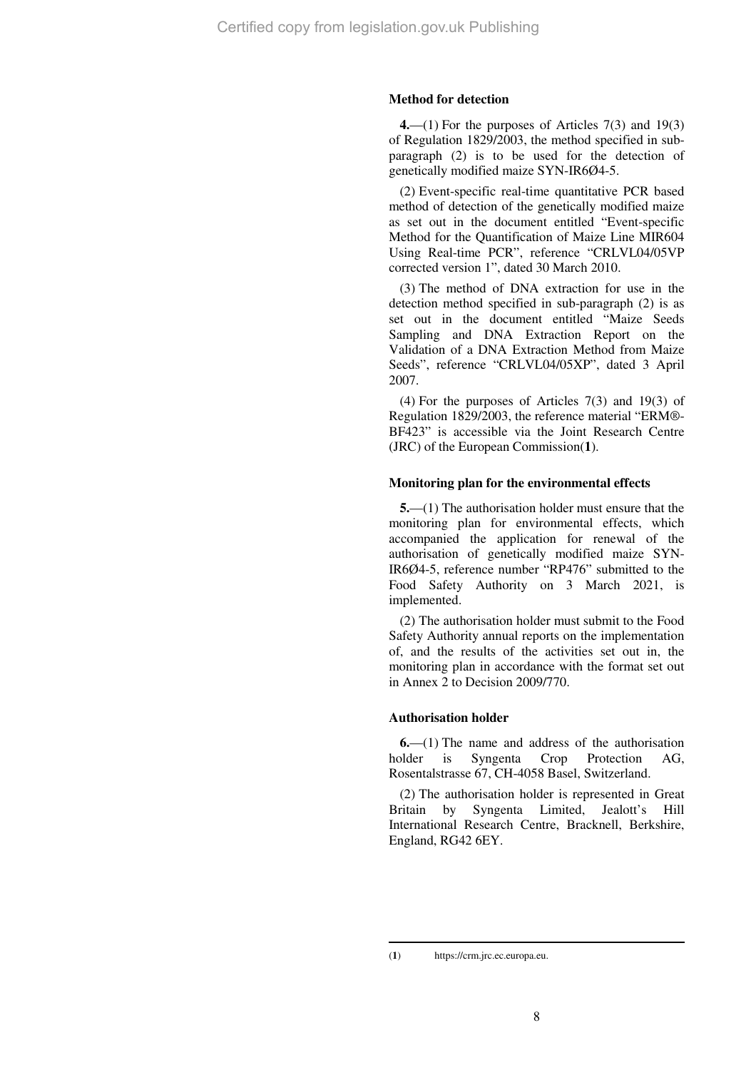**Method for detection**

**4.**—(1) For the purposes of Articles 7(3) and 19(3) of Regulation 1829/2003, the method specified in sub-paragraph (2) is to be used for the detection of genetically modified maize SYN-IR6Ø4-5.

(2) Event-specific real-time quantitative PCR based method of detection of the genetically modified maize as set out in the document entitled "Event-specific Method for the Quantification of Maize Line MIR604 Using Real-time PCR", reference "CRLVL04/05VP corrected version 1", dated 30 March 2010.

(3) The method of DNA extraction for use in the detection method specified in sub-paragraph (2) is as set out in the document entitled "Maize Seeds Sampling and DNA Extraction Report on the Validation of a DNA Extraction Method from Maize Seeds", reference "CRLVL04/05XP", dated 3 April 2007.

(4) For the purposes of Articles 7(3) and 19(3) of Regulation 1829/2003, the reference material "ERM®-BF423" is accessible via the Joint Research Centre (JRC) of the European Commission([1]).

**Monitoring plan for the environmental effects**

**5.**—(1) The authorisation holder must ensure that the monitoring plan for environmental effects, which accompanied the application for renewal of the authorisation of genetically modified maize SYN-IR6Ø4-5, reference number "RP476" submitted to the Food Safety Authority on 3 March 2021, is implemented.

(2) The authorisation holder must submit to the Food Safety Authority annual reports on the implementation of, and the results of the activities set out in, the monitoring plan in accordance with the format set out in Annex 2 to Decision 2009/770.

**Authorisation holder**

**6.**—(1) The name and address of the authorisation holder is Syngenta Crop Protection AG, Rosentalstrasse 67, CH-4058 Basel, Switzerland.

(2) The authorisation holder is represented in Great Britain by Syngenta Limited, Jealott's Hill International Research Centre, Bracknell, Berkshire, England, RG42 6EY.

---

([1]) https://crm.jrc.ec.europa.eu.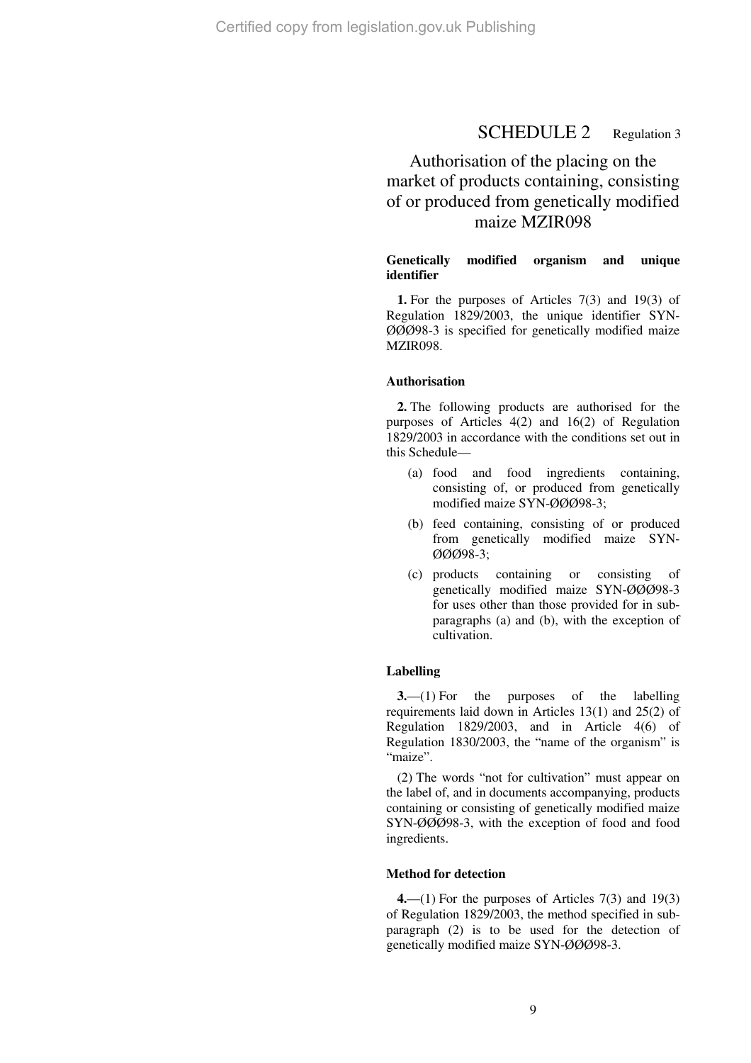# SCHEDULE 2

Regulation 3

## Authorisation of the placing on the market of products containing, consisting of or produced from genetically modified maize MZIR098

### Genetically modified organism and unique identifier

**1.** For the purposes of Articles 7(3) and 19(3) of Regulation 1829/2003, the unique identifier SYN-ØØØ98-3 is specified for genetically modified maize MZIR098.

### Authorisation

**2.** The following products are authorised for the purposes of Articles 4(2) and 16(2) of Regulation 1829/2003 in accordance with the conditions set out in this Schedule—

(a) food and food ingredients containing, consisting of, or produced from genetically modified maize SYN-ØØØ98-3;

(b) feed containing, consisting of or produced from genetically modified maize SYN-ØØØ98-3;

(c) products containing or consisting of genetically modified maize SYN-ØØØ98-3 for uses other than those provided for in sub-paragraphs (a) and (b), with the exception of cultivation.

### Labelling

**3.**—(1) For the purposes of the labelling requirements laid down in Articles 13(1) and 25(2) of Regulation 1829/2003, and in Article 4(6) of Regulation 1830/2003, the "name of the organism" is "maize".

(2) The words "not for cultivation" must appear on the label of, and in documents accompanying, products containing or consisting of genetically modified maize SYN-ØØØ98-3, with the exception of food and food ingredients.

### Method for detection

**4.**—(1) For the purposes of Articles 7(3) and 19(3) of Regulation 1829/2003, the method specified in sub-paragraph (2) is to be used for the detection of genetically modified maize SYN-ØØØ98-3.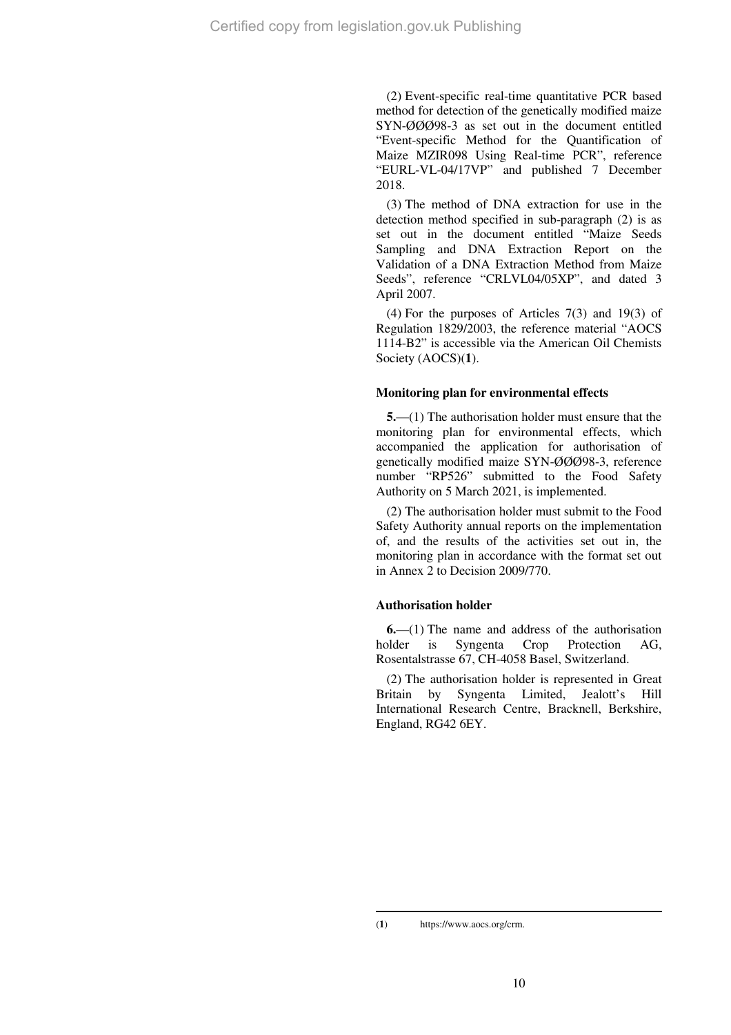(2) Event-specific real-time quantitative PCR based method for detection of the genetically modified maize SYN-ØØØ98-3 as set out in the document entitled "Event-specific Method for the Quantification of Maize MZIR098 Using Real-time PCR", reference "EURL-VL-04/17VP" and published 7 December 2018.

(3) The method of DNA extraction for use in the detection method specified in sub-paragraph (2) is as set out in the document entitled "Maize Seeds Sampling and DNA Extraction Report on the Validation of a DNA Extraction Method from Maize Seeds", reference "CRLVL04/05XP", and dated 3 April 2007.

(4) For the purposes of Articles 7(3) and 19(3) of Regulation 1829/2003, the reference material "AOCS 1114-B2" is accessible via the American Oil Chemists Society (AOCS)(**1**).

**Monitoring plan for environmental effects**

**5.**—(1) The authorisation holder must ensure that the monitoring plan for environmental effects, which accompanied the application for authorisation of genetically modified maize SYN-ØØØ98-3, reference number "RP526" submitted to the Food Safety Authority on 5 March 2021, is implemented.

(2) The authorisation holder must submit to the Food Safety Authority annual reports on the implementation of, and the results of the activities set out in, the monitoring plan in accordance with the format set out in Annex 2 to Decision 2009/770.

**Authorisation holder**

**6.**—(1) The name and address of the authorisation holder is Syngenta Crop Protection AG, Rosentalstrasse 67, CH-4058 Basel, Switzerland.

(2) The authorisation holder is represented in Great Britain by Syngenta Limited, Jealott's Hill International Research Centre, Bracknell, Berkshire, England, RG42 6EY.

(**1**) https://www.aocs.org/crm.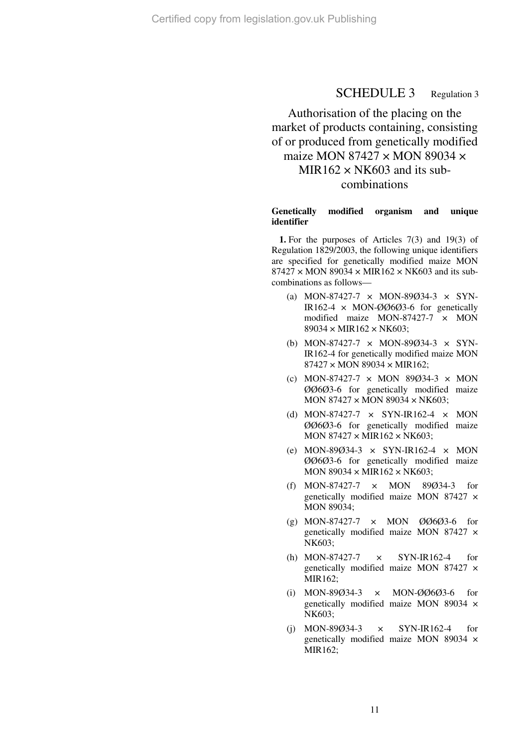# SCHEDULE 3 Regulation 3

## Authorisation of the placing on the market of products containing, consisting of or produced from genetically modified maize MON 87427 × MON 89034 × MIR162 × NK603 and its sub-combinations

**Genetically modified organism and unique identifier**

**1.** For the purposes of Articles 7(3) and 19(3) of Regulation 1829/2003, the following unique identifiers are specified for genetically modified maize MON 87427 × MON 89034 × MIR162 × NK603 and its sub-combinations as follows—

(a) MON-87427-7 × MON-89Ø34-3 × SYN-IR162-4 × MON-ØØ6Ø3-6 for genetically modified maize MON-87427-7 × MON 89034 × MIR162 × NK603;

(b) MON-87427-7 × MON-89Ø34-3 × SYN-IR162-4 for genetically modified maize MON 87427 × MON 89034 × MIR162;

(c) MON-87427-7 × MON 89Ø34-3 × MON ØØ6Ø3-6 for genetically modified maize MON 87427 × MON 89034 × NK603;

(d) MON-87427-7 × SYN-IR162-4 × MON ØØ6Ø3-6 for genetically modified maize MON 87427 × MIR162 × NK603;

(e) MON-89Ø34-3 × SYN-IR162-4 × MON ØØ6Ø3-6 for genetically modified maize MON 89034 × MIR162 × NK603;

(f) MON-87427-7 × MON 89Ø34-3 for genetically modified maize MON 87427 × MON 89034;

(g) MON-87427-7 × MON ØØ6Ø3-6 for genetically modified maize MON 87427 × NK603;

(h) MON-87427-7 × SYN-IR162-4 for genetically modified maize MON 87427 × MIR162;

(i) MON-89Ø34-3 × MON-ØØ6Ø3-6 for genetically modified maize MON 89034 × NK603;

(j) MON-89Ø34-3 × SYN-IR162-4 for genetically modified maize MON 89034 × MIR162;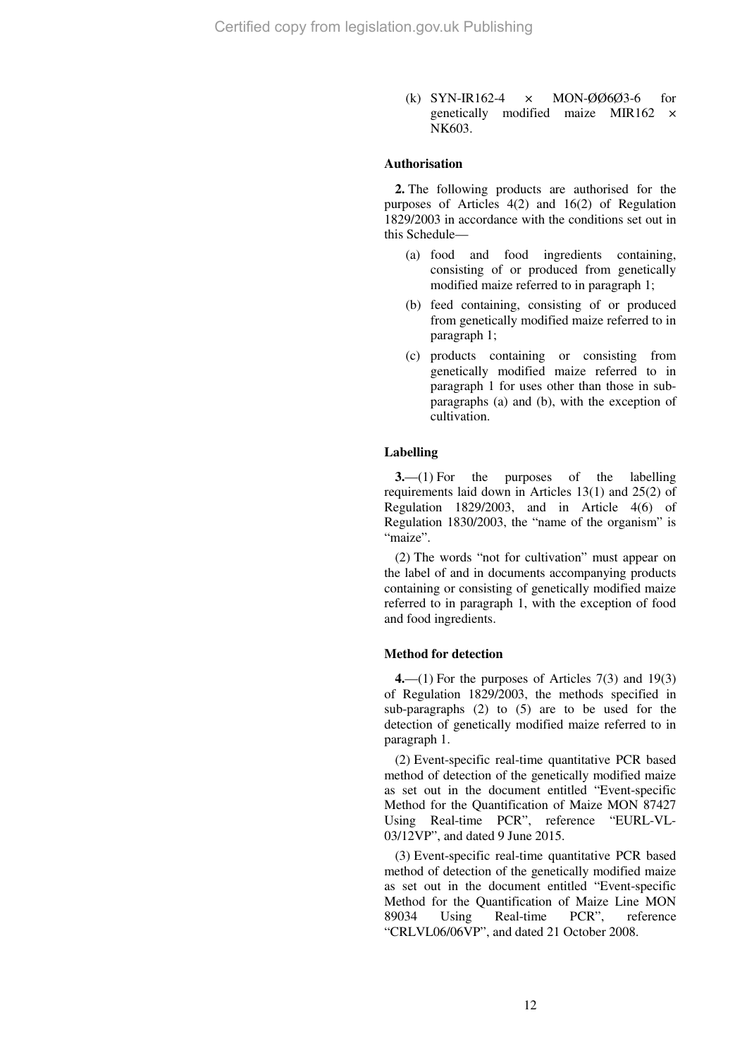(k) SYN-IR162-4 × MON-ØØ6Ø3-6 for genetically modified maize MIR162 × NK603.

**Authorisation**

**2.** The following products are authorised for the purposes of Articles 4(2) and 16(2) of Regulation 1829/2003 in accordance with the conditions set out in this Schedule—

(a) food and food ingredients containing, consisting of or produced from genetically modified maize referred to in paragraph 1;

(b) feed containing, consisting of or produced from genetically modified maize referred to in paragraph 1;

(c) products containing or consisting from genetically modified maize referred to in paragraph 1 for uses other than those in sub-paragraphs (a) and (b), with the exception of cultivation.

**Labelling**

**3.**—(1) For the purposes of the labelling requirements laid down in Articles 13(1) and 25(2) of Regulation 1829/2003, and in Article 4(6) of Regulation 1830/2003, the "name of the organism" is "maize".

(2) The words "not for cultivation" must appear on the label of and in documents accompanying products containing or consisting of genetically modified maize referred to in paragraph 1, with the exception of food and food ingredients.

**Method for detection**

**4.**—(1) For the purposes of Articles 7(3) and 19(3) of Regulation 1829/2003, the methods specified in sub-paragraphs (2) to (5) are to be used for the detection of genetically modified maize referred to in paragraph 1.

(2) Event-specific real-time quantitative PCR based method of detection of the genetically modified maize as set out in the document entitled "Event-specific Method for the Quantification of Maize MON 87427 Using Real-time PCR", reference "EURL-VL-03/12VP", and dated 9 June 2015.

(3) Event-specific real-time quantitative PCR based method of detection of the genetically modified maize as set out in the document entitled "Event-specific Method for the Quantification of Maize Line MON 89034 Using Real-time PCR", reference "CRLVL06/06VP", and dated 21 October 2008.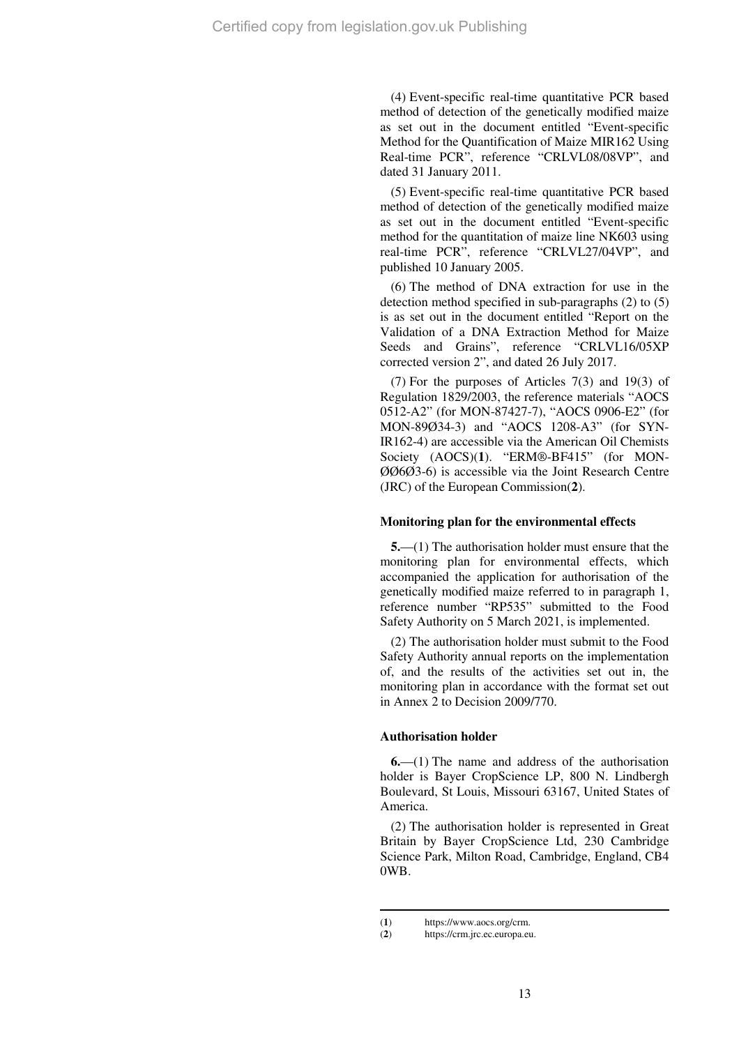(4) Event-specific real-time quantitative PCR based method of detection of the genetically modified maize as set out in the document entitled "Event-specific Method for the Quantification of Maize MIR162 Using Real-time PCR", reference "CRLVL08/08VP", and dated 31 January 2011.

(5) Event-specific real-time quantitative PCR based method of detection of the genetically modified maize as set out in the document entitled "Event-specific method for the quantitation of maize line NK603 using real-time PCR", reference "CRLVL27/04VP", and published 10 January 2005.

(6) The method of DNA extraction for use in the detection method specified in sub-paragraphs (2) to (5) is as set out in the document entitled "Report on the Validation of a DNA Extraction Method for Maize Seeds and Grains", reference "CRLVL16/05XP corrected version 2", and dated 26 July 2017.

(7) For the purposes of Articles 7(3) and 19(3) of Regulation 1829/2003, the reference materials "AOCS 0512-A2" (for MON-87427-7), "AOCS 0906-E2" (for MON-89Ø34-3) and "AOCS 1208-A3" (for SYN-IR162-4) are accessible via the American Oil Chemists Society (AOCS)(**1**). "ERM®-BF415" (for MON-ØØ6Ø3-6) is accessible via the Joint Research Centre (JRC) of the European Commission(**2**).

**Monitoring plan for the environmental effects**

**5.**—(1) The authorisation holder must ensure that the monitoring plan for environmental effects, which accompanied the application for authorisation of the genetically modified maize referred to in paragraph 1, reference number "RP535" submitted to the Food Safety Authority on 5 March 2021, is implemented.

(2) The authorisation holder must submit to the Food Safety Authority annual reports on the implementation of, and the results of the activities set out in, the monitoring plan in accordance with the format set out in Annex 2 to Decision 2009/770.

**Authorisation holder**

**6.**—(1) The name and address of the authorisation holder is Bayer CropScience LP, 800 N. Lindbergh Boulevard, St Louis, Missouri 63167, United States of America.

(2) The authorisation holder is represented in Great Britain by Bayer CropScience Ltd, 230 Cambridge Science Park, Milton Road, Cambridge, England, CB4 0WB.

---

(**1**) https://www.aocs.org/crm.

(**2**) https://crm.jrc.ec.europa.eu.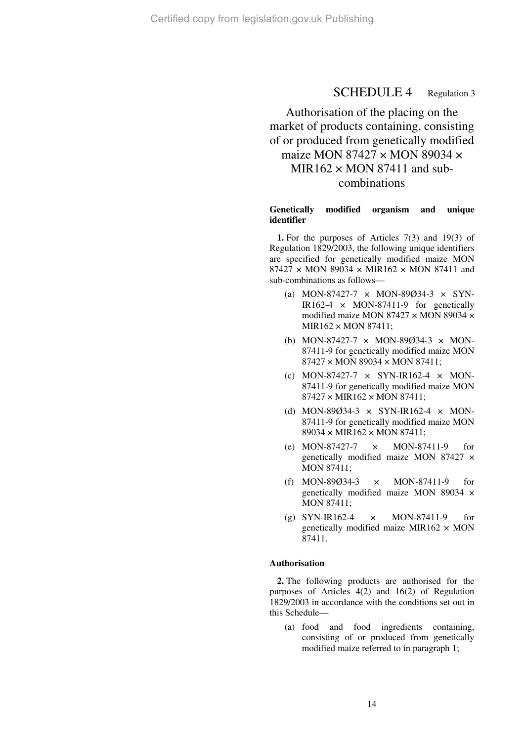# SCHEDULE 4 Regulation 3

## Authorisation of the placing on the market of products containing, consisting of or produced from genetically modified maize MON 87427 × MON 89034 × MIR162 × MON 87411 and sub-combinations

**Genetically modified organism and unique identifier**

**1.** For the purposes of Articles 7(3) and 19(3) of Regulation 1829/2003, the following unique identifiers are specified for genetically modified maize MON 87427 × MON 89034 × MIR162 × MON 87411 and sub-combinations as follows—

(a) MON-87427-7 × MON-89Ø34-3 × SYN-IR162-4 × MON-87411-9 for genetically modified maize MON 87427 × MON 89034 × MIR162 × MON 87411;

(b) MON-87427-7 × MON-89Ø34-3 × MON-87411-9 for genetically modified maize MON 87427 × MON 89034 × MON 87411;

(c) MON-87427-7 × SYN-IR162-4 × MON-87411-9 for genetically modified maize MON 87427 × MIR162 × MON 87411;

(d) MON-89Ø34-3 × SYN-IR162-4 × MON-87411-9 for genetically modified maize MON 89034 × MIR162 × MON 87411;

(e) MON-87427-7 × MON-87411-9 for genetically modified maize MON 87427 × MON 87411;

(f) MON-89Ø34-3 × MON-87411-9 for genetically modified maize MON 89034 × MON 87411;

(g) SYN-IR162-4 × MON-87411-9 for genetically modified maize MIR162 × MON 87411.

**Authorisation**

**2.** The following products are authorised for the purposes of Articles 4(2) and 16(2) of Regulation 1829/2003 in accordance with the conditions set out in this Schedule—

(a) food and food ingredients containing, consisting of or produced from genetically modified maize referred to in paragraph 1;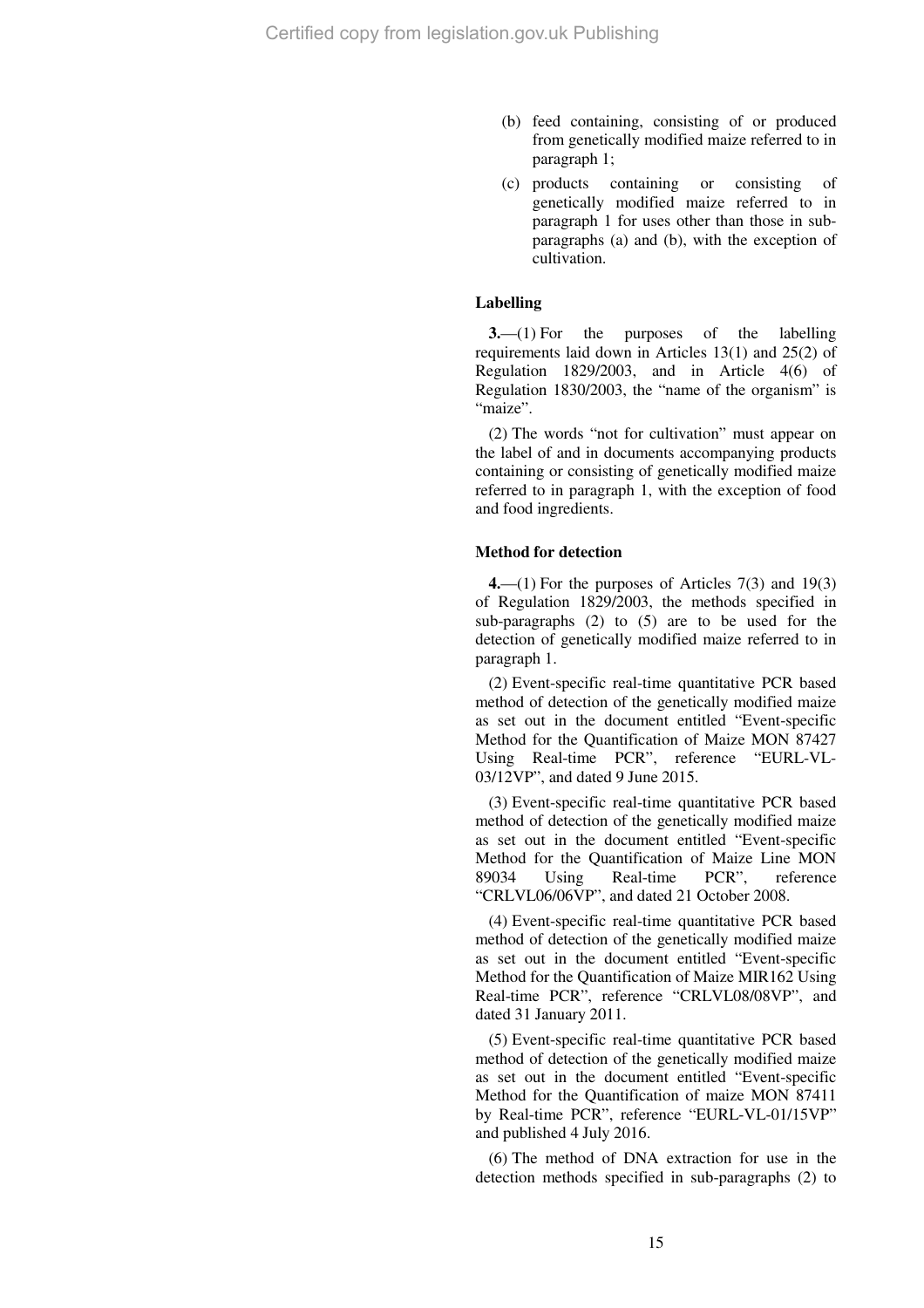(b) feed containing, consisting of or produced from genetically modified maize referred to in paragraph 1;

(c) products containing or consisting of genetically modified maize referred to in paragraph 1 for uses other than those in sub-paragraphs (a) and (b), with the exception of cultivation.

**Labelling**

**3.**—(1) For the purposes of the labelling requirements laid down in Articles 13(1) and 25(2) of Regulation 1829/2003, and in Article 4(6) of Regulation 1830/2003, the "name of the organism" is "maize".

(2) The words "not for cultivation" must appear on the label of and in documents accompanying products containing or consisting of genetically modified maize referred to in paragraph 1, with the exception of food and food ingredients.

**Method for detection**

**4.**—(1) For the purposes of Articles 7(3) and 19(3) of Regulation 1829/2003, the methods specified in sub-paragraphs (2) to (5) are to be used for the detection of genetically modified maize referred to in paragraph 1.

(2) Event-specific real-time quantitative PCR based method of detection of the genetically modified maize as set out in the document entitled "Event-specific Method for the Quantification of Maize MON 87427 Using Real-time PCR", reference "EURL-VL-03/12VP", and dated 9 June 2015.

(3) Event-specific real-time quantitative PCR based method of detection of the genetically modified maize as set out in the document entitled "Event-specific Method for the Quantification of Maize Line MON 89034 Using Real-time PCR", reference "CRLVL06/06VP", and dated 21 October 2008.

(4) Event-specific real-time quantitative PCR based method of detection of the genetically modified maize as set out in the document entitled "Event-specific Method for the Quantification of Maize MIR162 Using Real-time PCR", reference "CRLVL08/08VP", and dated 31 January 2011.

(5) Event-specific real-time quantitative PCR based method of detection of the genetically modified maize as set out in the document entitled "Event-specific Method for the Quantification of maize MON 87411 by Real-time PCR", reference "EURL-VL-01/15VP" and published 4 July 2016.

(6) The method of DNA extraction for use in the detection methods specified in sub-paragraphs (2) to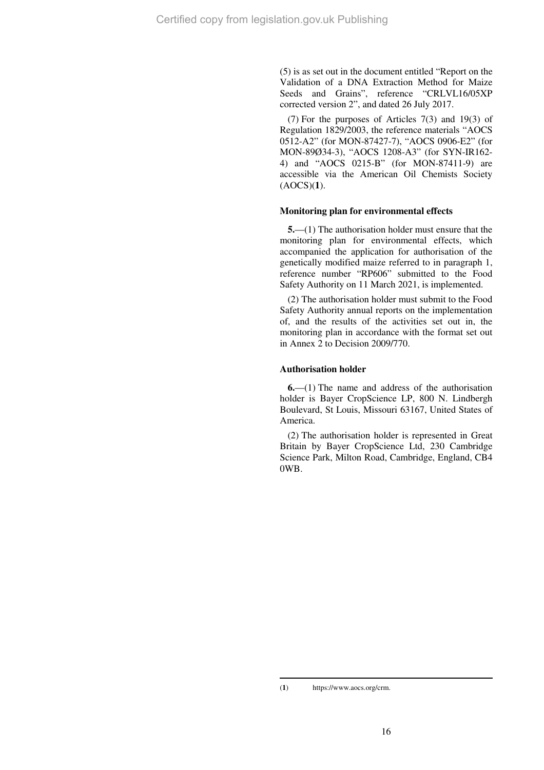(5) is as set out in the document entitled "Report on the Validation of a DNA Extraction Method for Maize Seeds and Grains", reference "CRLVL16/05XP corrected version 2", and dated 26 July 2017.

(7) For the purposes of Articles 7(3) and 19(3) of Regulation 1829/2003, the reference materials "AOCS 0512-A2" (for MON-87427-7), "AOCS 0906-E2" (for MON-89Ø34-3), "AOCS 1208-A3" (for SYN-IR162-4) and "AOCS 0215-B" (for MON-87411-9) are accessible via the American Oil Chemists Society (AOCS)(**1**).

### Monitoring plan for environmental effects

**5.**—(1) The authorisation holder must ensure that the monitoring plan for environmental effects, which accompanied the application for authorisation of the genetically modified maize referred to in paragraph 1, reference number "RP606" submitted to the Food Safety Authority on 11 March 2021, is implemented.

(2) The authorisation holder must submit to the Food Safety Authority annual reports on the implementation of, and the results of the activities set out in, the monitoring plan in accordance with the format set out in Annex 2 to Decision 2009/770.

### Authorisation holder

**6.**—(1) The name and address of the authorisation holder is Bayer CropScience LP, 800 N. Lindbergh Boulevard, St Louis, Missouri 63167, United States of America.

(2) The authorisation holder is represented in Great Britain by Bayer CropScience Ltd, 230 Cambridge Science Park, Milton Road, Cambridge, England, CB4 0WB.

---

(**1**) https://www.aocs.org/crm.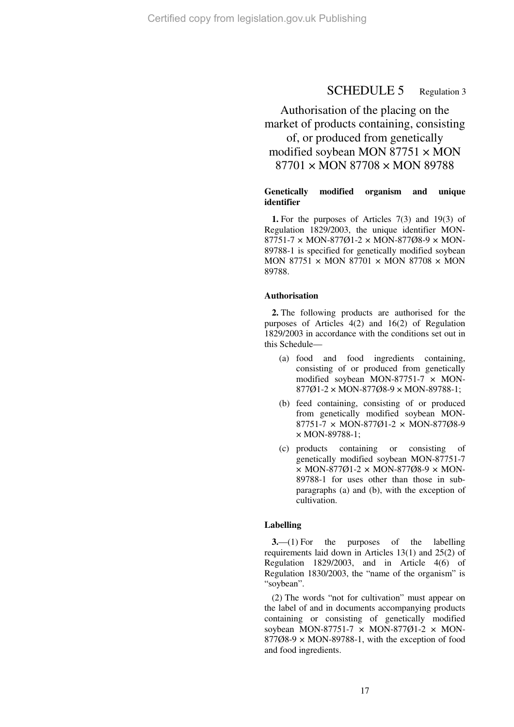# SCHEDULE 5 Regulation 3

## Authorisation of the placing on the market of products containing, consisting of, or produced from genetically modified soybean MON 87751 × MON 87701 × MON 87708 × MON 89788

### Genetically modified organism and unique identifier

**1.** For the purposes of Articles 7(3) and 19(3) of Regulation 1829/2003, the unique identifier MON-87751-7 × MON-877Ø1-2 × MON-877Ø8-9 × MON-89788-1 is specified for genetically modified soybean MON 87751 × MON 87701 × MON 87708 × MON 89788.

### Authorisation

**2.** The following products are authorised for the purposes of Articles 4(2) and 16(2) of Regulation 1829/2003 in accordance with the conditions set out in this Schedule—

(a) food and food ingredients containing, consisting of or produced from genetically modified soybean MON-87751-7 × MON-877Ø1-2 × MON-877Ø8-9 × MON-89788-1;

(b) feed containing, consisting of or produced from genetically modified soybean MON-87751-7 × MON-877Ø1-2 × MON-877Ø8-9 × MON-89788-1;

(c) products containing or consisting of genetically modified soybean MON-87751-7 × MON-877Ø1-2 × MON-877Ø8-9 × MON-89788-1 for uses other than those in sub-paragraphs (a) and (b), with the exception of cultivation.

### Labelling

**3.**—(1) For the purposes of the labelling requirements laid down in Articles 13(1) and 25(2) of Regulation 1829/2003, and in Article 4(6) of Regulation 1830/2003, the "name of the organism" is "soybean".

(2) The words "not for cultivation" must appear on the label of and in documents accompanying products containing or consisting of genetically modified soybean MON-87751-7 × MON-877Ø1-2 × MON-877Ø8-9 × MON-89788-1, with the exception of food and food ingredients.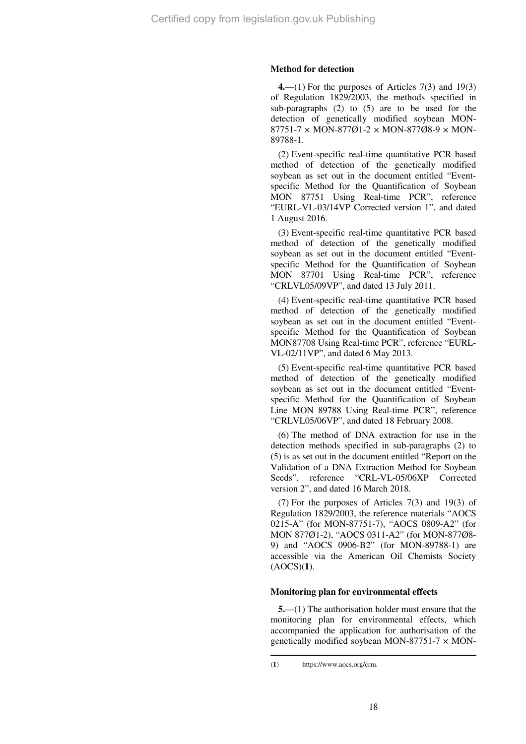### Method for detection

**4.**—(1) For the purposes of Articles 7(3) and 19(3) of Regulation 1829/2003, the methods specified in sub-paragraphs (2) to (5) are to be used for the detection of genetically modified soybean MON-87751-7 × MON-877Ø1-2 × MON-877Ø8-9 × MON-89788-1.

(2) Event-specific real-time quantitative PCR based method of detection of the genetically modified soybean as set out in the document entitled "Event-specific Method for the Quantification of Soybean MON 87751 Using Real-time PCR", reference "EURL-VL-03/14VP Corrected version 1", and dated 1 August 2016.

(3) Event-specific real-time quantitative PCR based method of detection of the genetically modified soybean as set out in the document entitled "Event-specific Method for the Quantification of Soybean MON 87701 Using Real-time PCR", reference "CRLVL05/09VP", and dated 13 July 2011.

(4) Event-specific real-time quantitative PCR based method of detection of the genetically modified soybean as set out in the document entitled "Event-specific Method for the Quantification of Soybean MON87708 Using Real-time PCR", reference "EURL-VL-02/11VP", and dated 6 May 2013.

(5) Event-specific real-time quantitative PCR based method of detection of the genetically modified soybean as set out in the document entitled "Event-specific Method for the Quantification of Soybean Line MON 89788 Using Real-time PCR", reference "CRLVL05/06VP", and dated 18 February 2008.

(6) The method of DNA extraction for use in the detection methods specified in sub-paragraphs (2) to (5) is as set out in the document entitled "Report on the Validation of a DNA Extraction Method for Soybean Seeds", reference "CRL-VL-05/06XP Corrected version 2", and dated 16 March 2018.

(7) For the purposes of Articles 7(3) and 19(3) of Regulation 1829/2003, the reference materials "AOCS 0215-A" (for MON-87751-7), "AOCS 0809-A2" (for MON 877Ø1-2), "AOCS 0311-A2" (for MON-877Ø8-9) and "AOCS 0906-B2" (for MON-89788-1) are accessible via the American Oil Chemists Society (AOCS)(**1**).

### Monitoring plan for environmental effects

**5.**—(1) The authorisation holder must ensure that the monitoring plan for environmental effects, which accompanied the application for authorisation of the genetically modified soybean MON-87751-7 × MON-

(**1**) https://www.aocs.org/crm.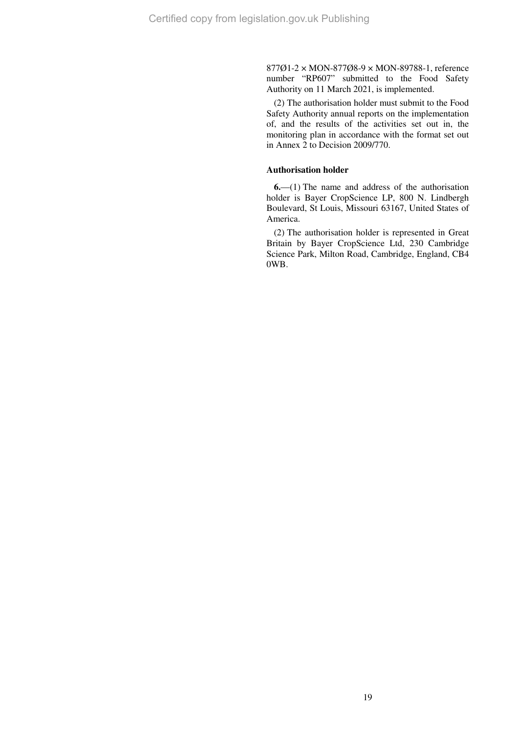877Ø1-2 × MON-877Ø8-9 × MON-89788-1, reference number "RP607" submitted to the Food Safety Authority on 11 March 2021, is implemented.

(2) The authorisation holder must submit to the Food Safety Authority annual reports on the implementation of, and the results of the activities set out in, the monitoring plan in accordance with the format set out in Annex 2 to Decision 2009/770.

**Authorisation holder**

**6.**—(1) The name and address of the authorisation holder is Bayer CropScience LP, 800 N. Lindbergh Boulevard, St Louis, Missouri 63167, United States of America.

(2) The authorisation holder is represented in Great Britain by Bayer CropScience Ltd, 230 Cambridge Science Park, Milton Road, Cambridge, England, CB4 0WB.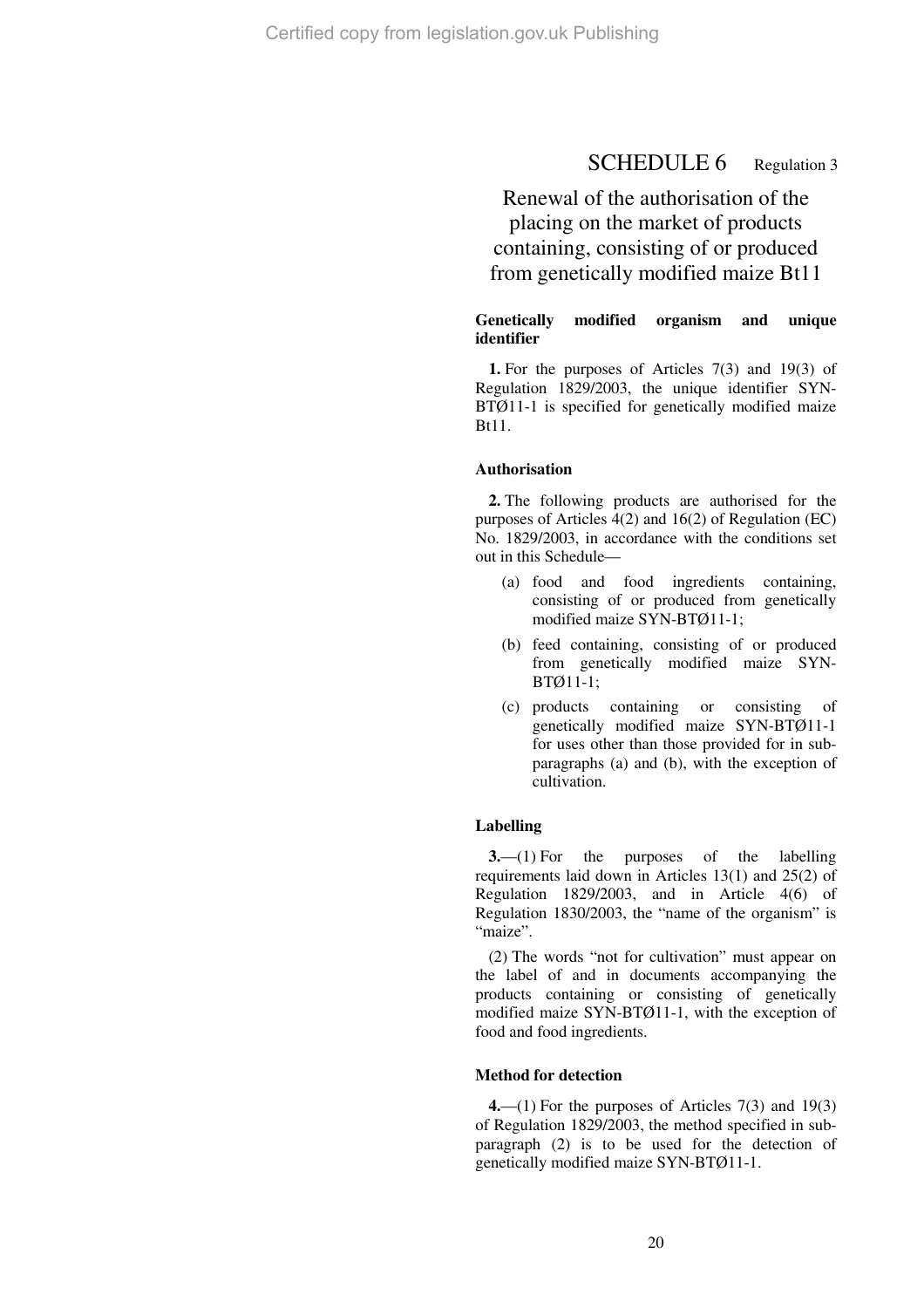# SCHEDULE 6 Regulation 3

## Renewal of the authorisation of the placing on the market of products containing, consisting of or produced from genetically modified maize Bt11

### Genetically modified organism and unique identifier

**1.** For the purposes of Articles 7(3) and 19(3) of Regulation 1829/2003, the unique identifier SYN-BTØ11-1 is specified for genetically modified maize Bt11.

### Authorisation

**2.** The following products are authorised for the purposes of Articles 4(2) and 16(2) of Regulation (EC) No. 1829/2003, in accordance with the conditions set out in this Schedule—

(a) food and food ingredients containing, consisting of or produced from genetically modified maize SYN-BTØ11-1;

(b) feed containing, consisting of or produced from genetically modified maize SYN-BTØ11-1;

(c) products containing or consisting of genetically modified maize SYN-BTØ11-1 for uses other than those provided for in sub-paragraphs (a) and (b), with the exception of cultivation.

### Labelling

**3.**—(1) For the purposes of the labelling requirements laid down in Articles 13(1) and 25(2) of Regulation 1829/2003, and in Article 4(6) of Regulation 1830/2003, the "name of the organism" is "maize".

(2) The words "not for cultivation" must appear on the label of and in documents accompanying the products containing or consisting of genetically modified maize SYN-BTØ11-1, with the exception of food and food ingredients.

### Method for detection

**4.**—(1) For the purposes of Articles 7(3) and 19(3) of Regulation 1829/2003, the method specified in sub-paragraph (2) is to be used for the detection of genetically modified maize SYN-BTØ11-1.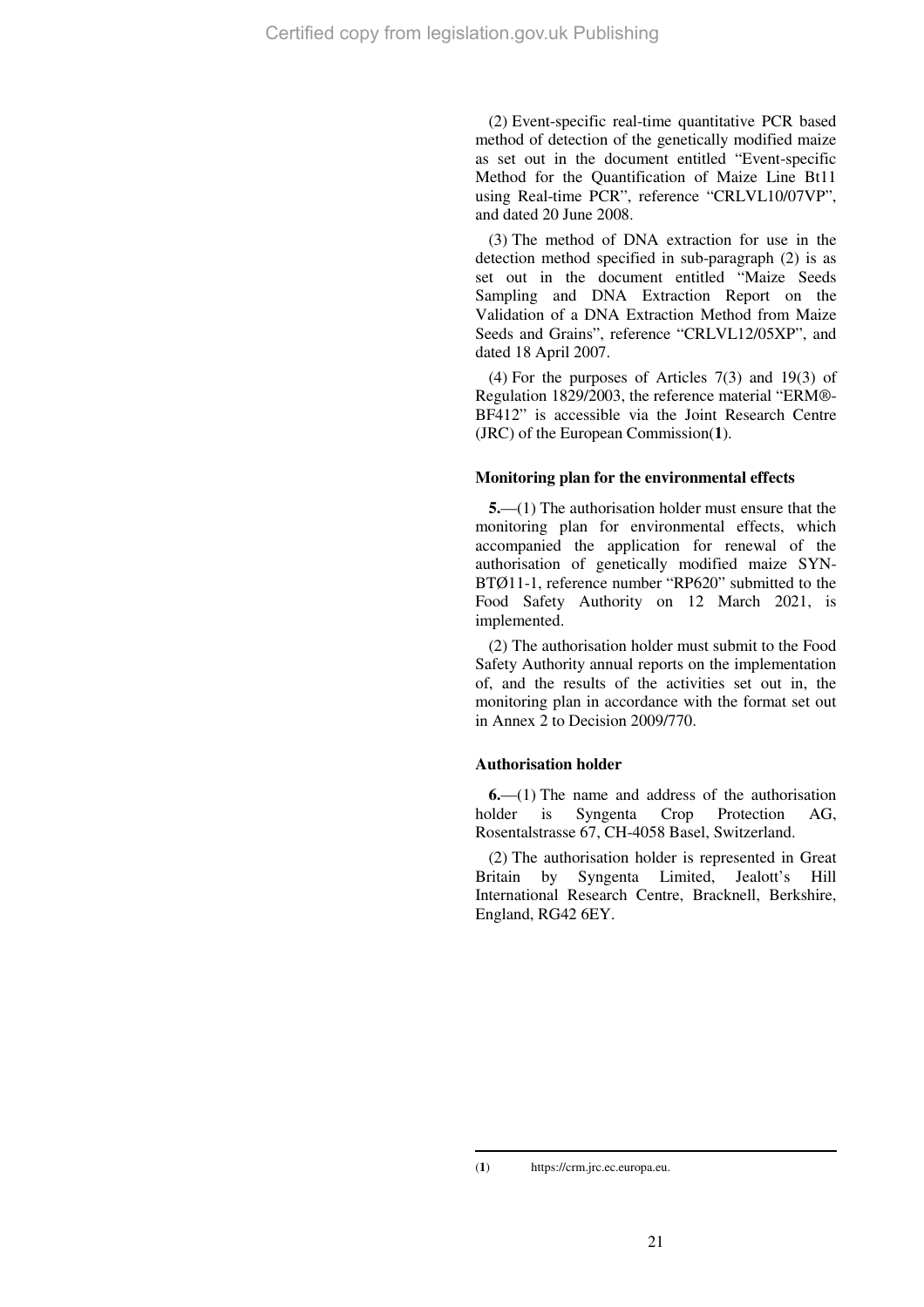(2) Event-specific real-time quantitative PCR based method of detection of the genetically modified maize as set out in the document entitled "Event-specific Method for the Quantification of Maize Line Bt11 using Real-time PCR", reference "CRLVL10/07VP", and dated 20 June 2008.

(3) The method of DNA extraction for use in the detection method specified in sub-paragraph (2) is as set out in the document entitled "Maize Seeds Sampling and DNA Extraction Report on the Validation of a DNA Extraction Method from Maize Seeds and Grains", reference "CRLVL12/05XP", and dated 18 April 2007.

(4) For the purposes of Articles 7(3) and 19(3) of Regulation 1829/2003, the reference material "ERM®-BF412" is accessible via the Joint Research Centre (JRC) of the European Commission([1]).

### Monitoring plan for the environmental effects

**5.**—(1) The authorisation holder must ensure that the monitoring plan for environmental effects, which accompanied the application for renewal of the authorisation of genetically modified maize SYN-BTØ11-1, reference number "RP620" submitted to the Food Safety Authority on 12 March 2021, is implemented.

(2) The authorisation holder must submit to the Food Safety Authority annual reports on the implementation of, and the results of the activities set out in, the monitoring plan in accordance with the format set out in Annex 2 to Decision 2009/770.

### Authorisation holder

**6.**—(1) The name and address of the authorisation holder is Syngenta Crop Protection AG, Rosentalstrasse 67, CH-4058 Basel, Switzerland.

(2) The authorisation holder is represented in Great Britain by Syngenta Limited, Jealott's Hill International Research Centre, Bracknell, Berkshire, England, RG42 6EY.

---

([1]) https://crm.jrc.ec.europa.eu.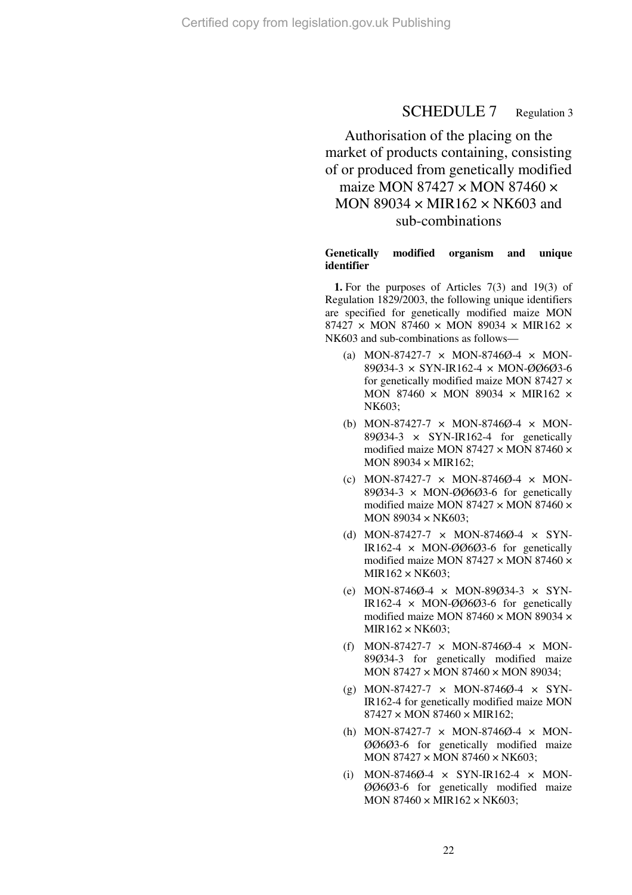# SCHEDULE 7 Regulation 3

## Authorisation of the placing on the market of products containing, consisting of or produced from genetically modified maize MON 87427 × MON 87460 × MON 89034 × MIR162 × NK603 and sub-combinations

### Genetically modified organism and unique identifier

**1.** For the purposes of Articles 7(3) and 19(3) of Regulation 1829/2003, the following unique identifiers are specified for genetically modified maize MON 87427 × MON 87460 × MON 89034 × MIR162 × NK603 and sub-combinations as follows—

(a) MON-87427-7 × MON-8746Ø-4 × MON-89Ø34-3 × SYN-IR162-4 × MON-ØØ6Ø3-6 for genetically modified maize MON 87427 × MON 87460 × MON 89034 × MIR162 × NK603;

(b) MON-87427-7 × MON-8746Ø-4 × MON-89Ø34-3 × SYN-IR162-4 for genetically modified maize MON 87427 × MON 87460 × MON 89034 × MIR162;

(c) MON-87427-7 × MON-8746Ø-4 × MON-89Ø34-3 × MON-ØØ6Ø3-6 for genetically modified maize MON 87427 × MON 87460 × MON 89034 × NK603;

(d) MON-87427-7 × MON-8746Ø-4 × SYN-IR162-4 × MON-ØØ6Ø3-6 for genetically modified maize MON 87427 × MON 87460 × MIR162 × NK603;

(e) MON-8746Ø-4 × MON-89Ø34-3 × SYN-IR162-4 × MON-ØØ6Ø3-6 for genetically modified maize MON 87460 × MON 89034 × MIR162 × NK603;

(f) MON-87427-7 × MON-8746Ø-4 × MON-89Ø34-3 for genetically modified maize MON 87427 × MON 87460 × MON 89034;

(g) MON-87427-7 × MON-8746Ø-4 × SYN-IR162-4 for genetically modified maize MON 87427 × MON 87460 × MIR162;

(h) MON-87427-7 × MON-8746Ø-4 × MON-ØØ6Ø3-6 for genetically modified maize MON 87427 × MON 87460 × NK603;

(i) MON-8746Ø-4 × SYN-IR162-4 × MON-ØØ6Ø3-6 for genetically modified maize MON 87460 × MIR162 × NK603;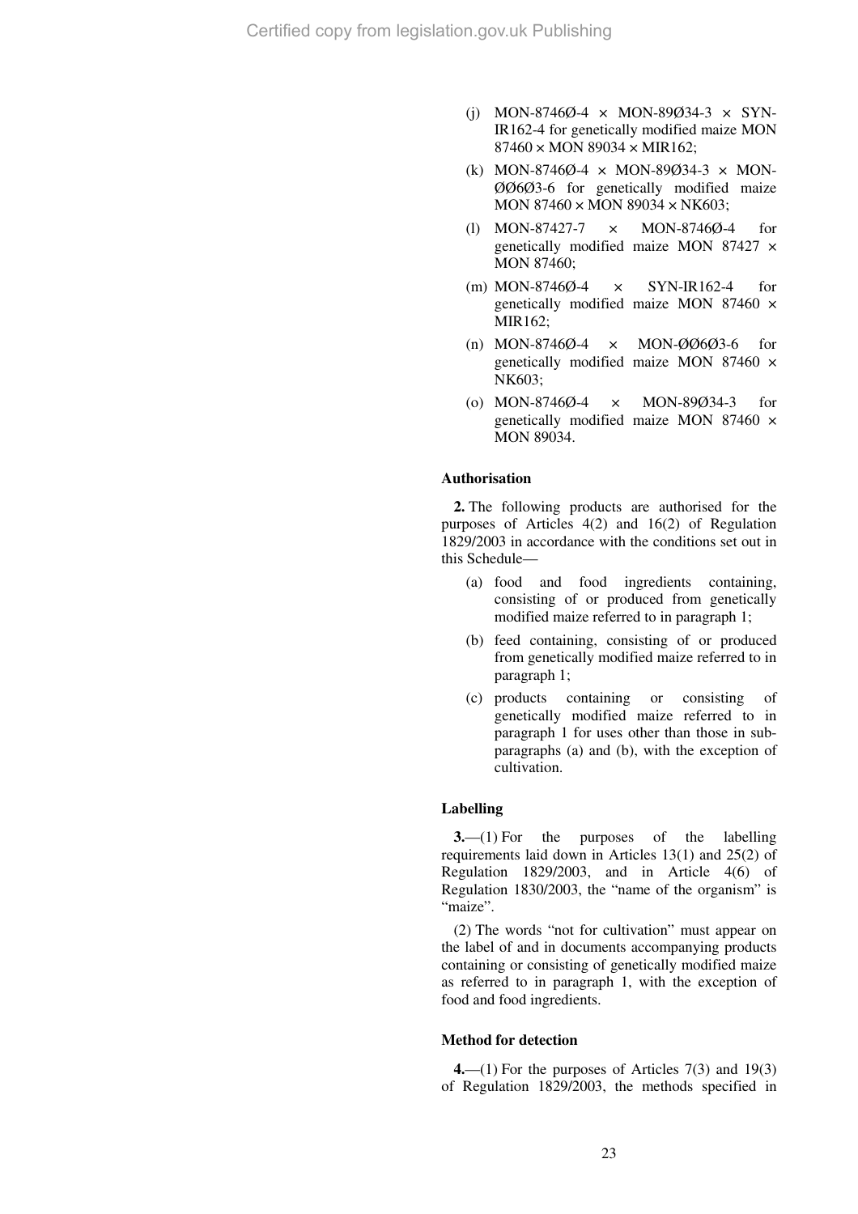- (j) MON-8746Ø-4 × MON-89Ø34-3 × SYN-IR162-4 for genetically modified maize MON 87460 × MON 89034 × MIR162;
- (k) MON-8746Ø-4 × MON-89Ø34-3 × MON-ØØ6Ø3-6 for genetically modified maize MON 87460 × MON 89034 × NK603;
- (l) MON-87427-7 × MON-8746Ø-4 for genetically modified maize MON 87427 × MON 87460;
- (m) MON-8746Ø-4 × SYN-IR162-4 for genetically modified maize MON 87460 × MIR162;
- (n) MON-8746Ø-4 × MON-ØØ6Ø3-6 for genetically modified maize MON 87460 × NK603;
- (o) MON-8746Ø-4 × MON-89Ø34-3 for genetically modified maize MON 87460 × MON 89034.

**Authorisation**

**2.** The following products are authorised for the purposes of Articles 4(2) and 16(2) of Regulation 1829/2003 in accordance with the conditions set out in this Schedule—

- (a) food and food ingredients containing, consisting of or produced from genetically modified maize referred to in paragraph 1;
- (b) feed containing, consisting of or produced from genetically modified maize referred to in paragraph 1;
- (c) products containing or consisting of genetically modified maize referred to in paragraph 1 for uses other than those in sub-paragraphs (a) and (b), with the exception of cultivation.

**Labelling**

**3.**—(1) For the purposes of the labelling requirements laid down in Articles 13(1) and 25(2) of Regulation 1829/2003, and in Article 4(6) of Regulation 1830/2003, the "name of the organism" is "maize".

(2) The words "not for cultivation" must appear on the label of and in documents accompanying products containing or consisting of genetically modified maize as referred to in paragraph 1, with the exception of food and food ingredients.

**Method for detection**

**4.**—(1) For the purposes of Articles 7(3) and 19(3) of Regulation 1829/2003, the methods specified in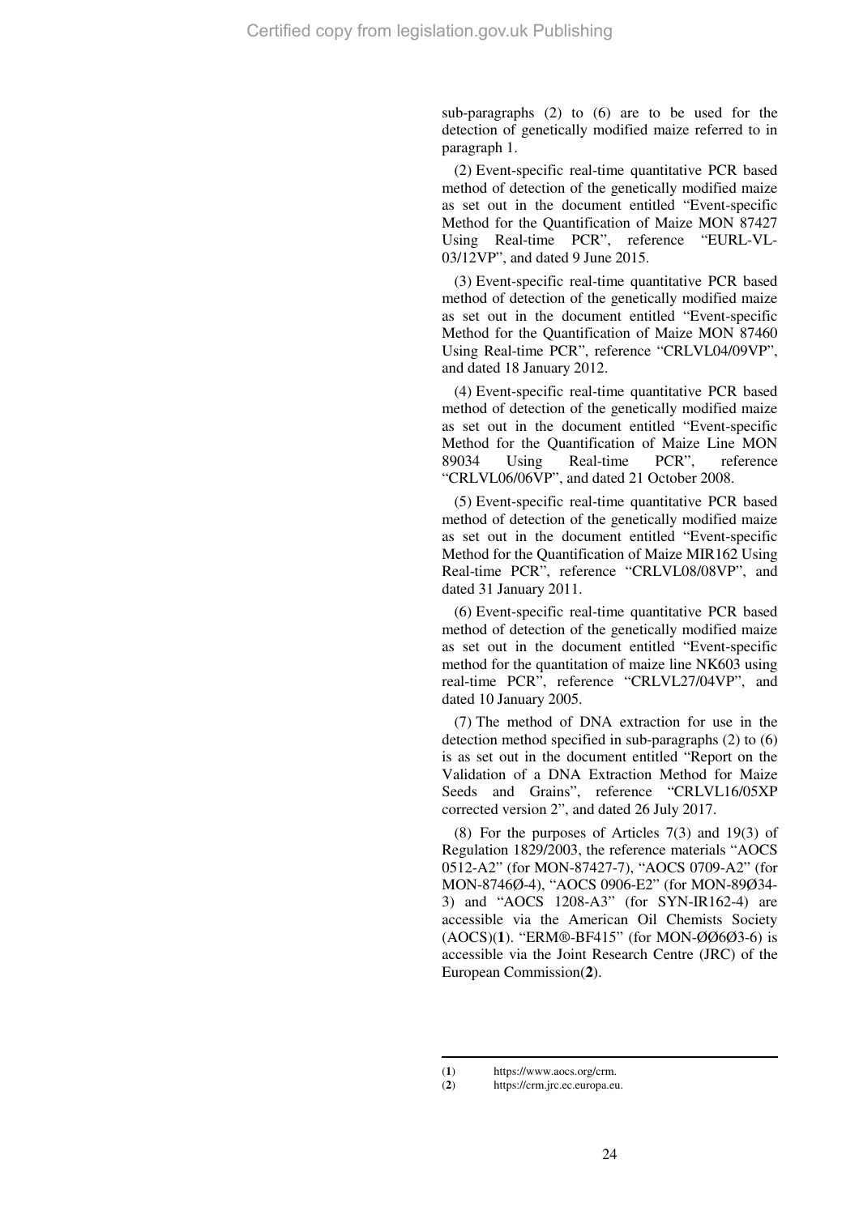sub-paragraphs (2) to (6) are to be used for the detection of genetically modified maize referred to in paragraph 1.

(2) Event-specific real-time quantitative PCR based method of detection of the genetically modified maize as set out in the document entitled "Event-specific Method for the Quantification of Maize MON 87427 Using Real-time PCR", reference "EURL-VL-03/12VP", and dated 9 June 2015.

(3) Event-specific real-time quantitative PCR based method of detection of the genetically modified maize as set out in the document entitled "Event-specific Method for the Quantification of Maize MON 87460 Using Real-time PCR", reference "CRLVL04/09VP", and dated 18 January 2012.

(4) Event-specific real-time quantitative PCR based method of detection of the genetically modified maize as set out in the document entitled "Event-specific Method for the Quantification of Maize Line MON 89034 Using Real-time PCR", reference "CRLVL06/06VP", and dated 21 October 2008.

(5) Event-specific real-time quantitative PCR based method of detection of the genetically modified maize as set out in the document entitled "Event-specific Method for the Quantification of Maize MIR162 Using Real-time PCR", reference "CRLVL08/08VP", and dated 31 January 2011.

(6) Event-specific real-time quantitative PCR based method of detection of the genetically modified maize as set out in the document entitled "Event-specific method for the quantitation of maize line NK603 using real-time PCR", reference "CRLVL27/04VP", and dated 10 January 2005.

(7) The method of DNA extraction for use in the detection method specified in sub-paragraphs (2) to (6) is as set out in the document entitled "Report on the Validation of a DNA Extraction Method for Maize Seeds and Grains", reference "CRLVL16/05XP corrected version 2", and dated 26 July 2017.

(8) For the purposes of Articles 7(3) and 19(3) of Regulation 1829/2003, the reference materials "AOCS 0512-A2" (for MON-87427-7), "AOCS 0709-A2" (for MON-8746Ø-4), "AOCS 0906-E2" (for MON-89Ø34-3) and "AOCS 1208-A3" (for SYN-IR162-4) are accessible via the American Oil Chemists Society (AOCS)(**1**). "ERM®-BF415" (for MON-ØØ6Ø3-6) is accessible via the Joint Research Centre (JRC) of the European Commission(**2**).

(**1**) https://www.aocs.org/crm.

(**2**) https://crm.jrc.ec.europa.eu.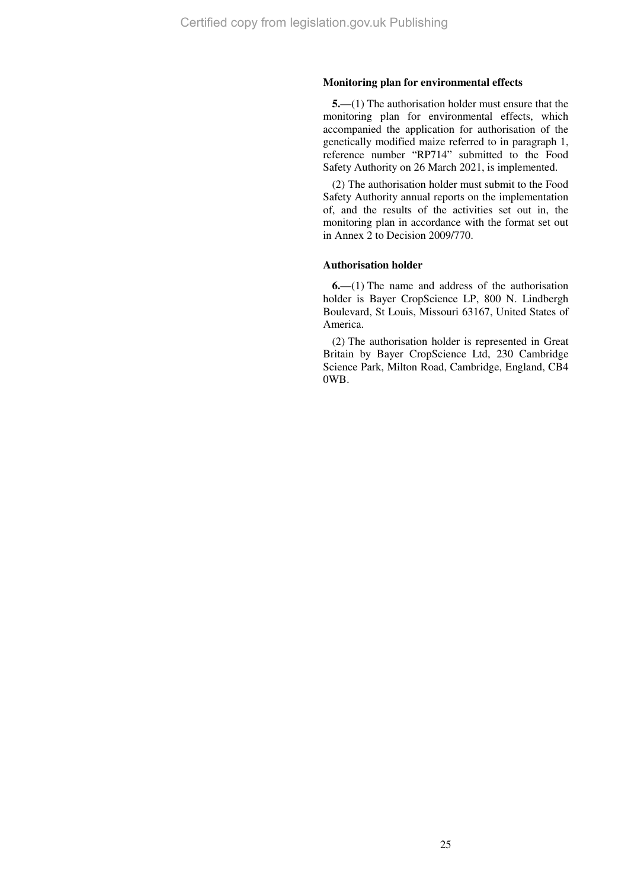### Monitoring plan for environmental effects

**5.**—(1) The authorisation holder must ensure that the monitoring plan for environmental effects, which accompanied the application for authorisation of the genetically modified maize referred to in paragraph 1, reference number "RP714" submitted to the Food Safety Authority on 26 March 2021, is implemented.

(2) The authorisation holder must submit to the Food Safety Authority annual reports on the implementation of, and the results of the activities set out in, the monitoring plan in accordance with the format set out in Annex 2 to Decision 2009/770.

### Authorisation holder

**6.**—(1) The name and address of the authorisation holder is Bayer CropScience LP, 800 N. Lindbergh Boulevard, St Louis, Missouri 63167, United States of America.

(2) The authorisation holder is represented in Great Britain by Bayer CropScience Ltd, 230 Cambridge Science Park, Milton Road, Cambridge, England, CB4 0WB.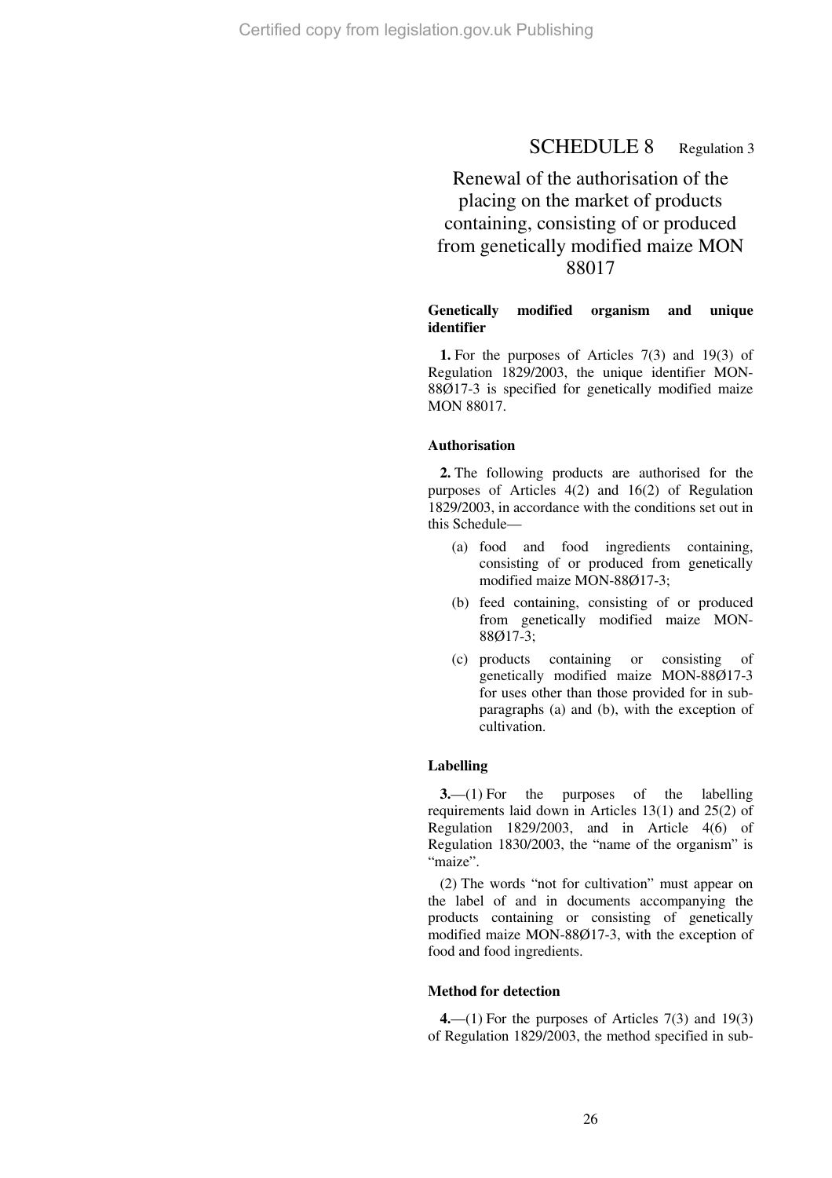# SCHEDULE 8 Regulation 3

## Renewal of the authorisation of the placing on the market of products containing, consisting of or produced from genetically modified maize MON 88017

### Genetically modified organism and unique identifier

**1.** For the purposes of Articles 7(3) and 19(3) of Regulation 1829/2003, the unique identifier MON-88Ø17-3 is specified for genetically modified maize MON 88017.

### Authorisation

**2.** The following products are authorised for the purposes of Articles 4(2) and 16(2) of Regulation 1829/2003, in accordance with the conditions set out in this Schedule—

(a) food and food ingredients containing, consisting of or produced from genetically modified maize MON-88Ø17-3;

(b) feed containing, consisting of or produced from genetically modified maize MON-88Ø17-3;

(c) products containing or consisting of genetically modified maize MON-88Ø17-3 for uses other than those provided for in sub-paragraphs (a) and (b), with the exception of cultivation.

### Labelling

**3.**—(1) For the purposes of the labelling requirements laid down in Articles 13(1) and 25(2) of Regulation 1829/2003, and in Article 4(6) of Regulation 1830/2003, the "name of the organism" is "maize".

(2) The words "not for cultivation" must appear on the label of and in documents accompanying the products containing or consisting of genetically modified maize MON-88Ø17-3, with the exception of food and food ingredients.

### Method for detection

**4.**—(1) For the purposes of Articles 7(3) and 19(3) of Regulation 1829/2003, the method specified in sub-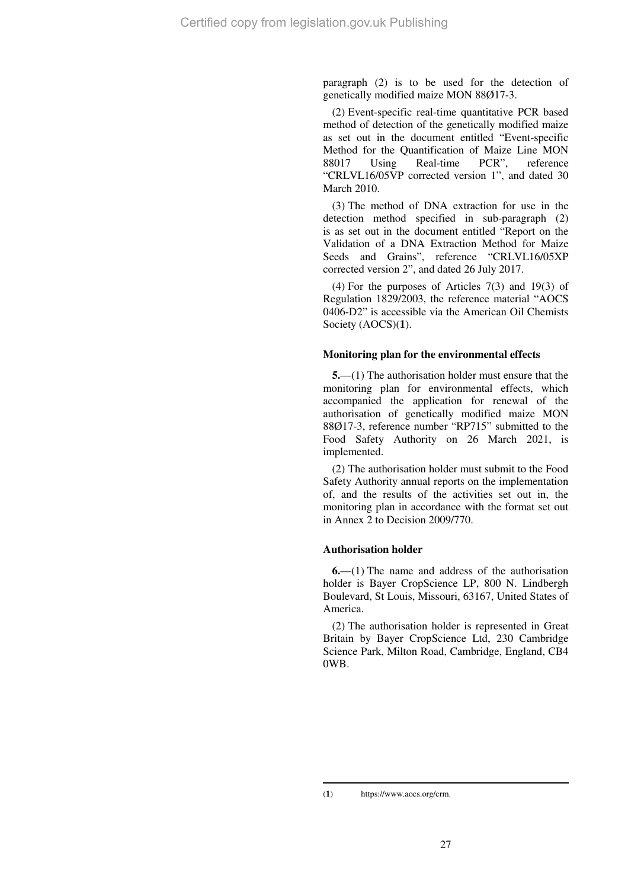paragraph (2) is to be used for the detection of genetically modified maize MON 88Ø17-3.

(2) Event-specific real-time quantitative PCR based method of detection of the genetically modified maize as set out in the document entitled "Event-specific Method for the Quantification of Maize Line MON 88017 Using Real-time PCR", reference "CRLVL16/05VP corrected version 1", and dated 30 March 2010.

(3) The method of DNA extraction for use in the detection method specified in sub-paragraph (2) is as set out in the document entitled "Report on the Validation of a DNA Extraction Method for Maize Seeds and Grains", reference "CRLVL16/05XP corrected version 2", and dated 26 July 2017.

(4) For the purposes of Articles 7(3) and 19(3) of Regulation 1829/2003, the reference material "AOCS 0406-D2" is accessible via the American Oil Chemists Society (AOCS)([1]).

### Monitoring plan for the environmental effects

**5.**—(1) The authorisation holder must ensure that the monitoring plan for environmental effects, which accompanied the application for renewal of the authorisation of genetically modified maize MON 88Ø17-3, reference number "RP715" submitted to the Food Safety Authority on 26 March 2021, is implemented.

(2) The authorisation holder must submit to the Food Safety Authority annual reports on the implementation of, and the results of the activities set out in, the monitoring plan in accordance with the format set out in Annex 2 to Decision 2009/770.

### Authorisation holder

**6.**—(1) The name and address of the authorisation holder is Bayer CropScience LP, 800 N. Lindbergh Boulevard, St Louis, Missouri, 63167, United States of America.

(2) The authorisation holder is represented in Great Britain by Bayer CropScience Ltd, 230 Cambridge Science Park, Milton Road, Cambridge, England, CB4 0WB.

---

([1]) https://www.aocs.org/crm.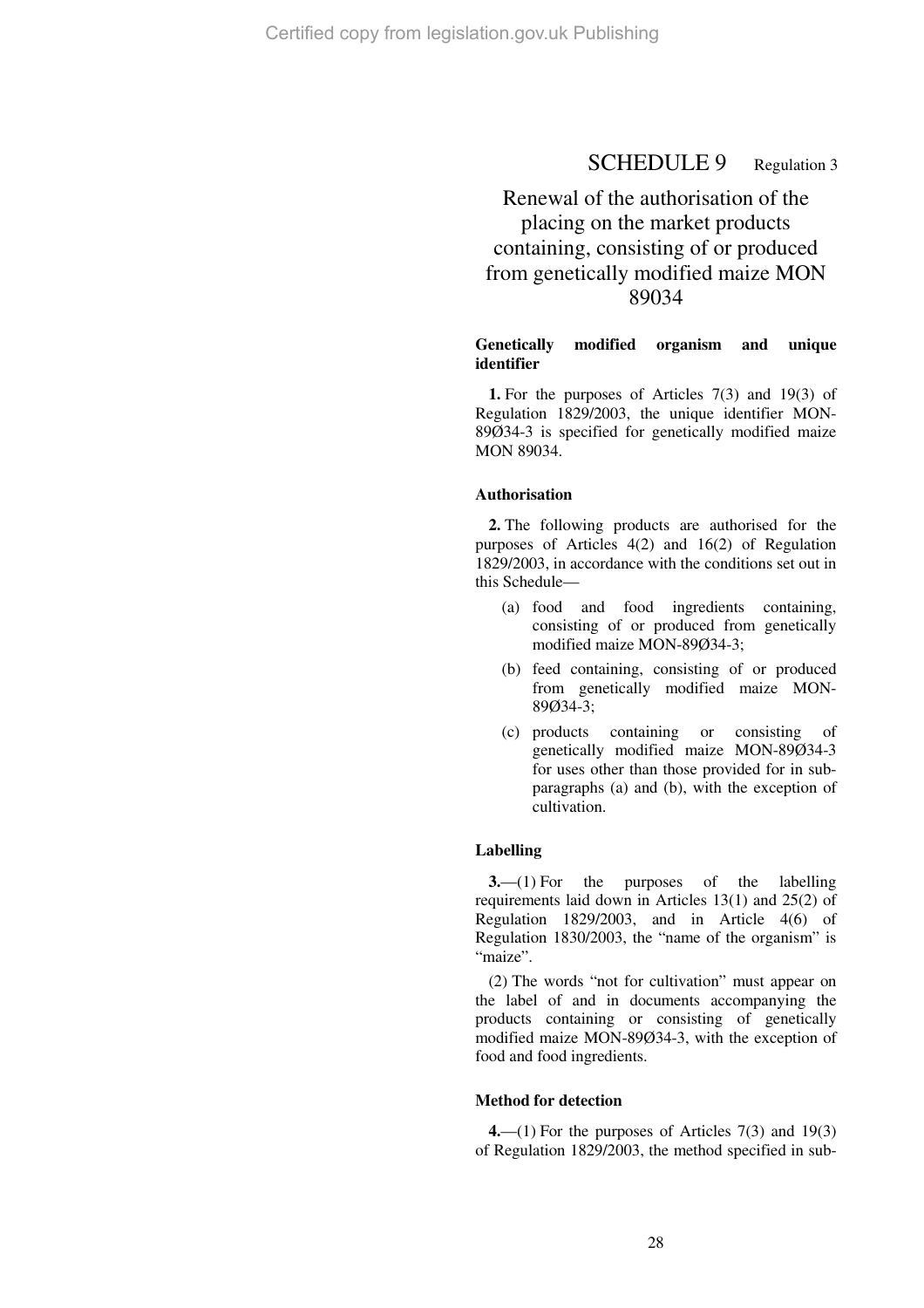# SCHEDULE 9 Regulation 3

## Renewal of the authorisation of the placing on the market products containing, consisting of or produced from genetically modified maize MON 89034

### Genetically modified organism and unique identifier

**1.** For the purposes of Articles 7(3) and 19(3) of Regulation 1829/2003, the unique identifier MON-89Ø34-3 is specified for genetically modified maize MON 89034.

### Authorisation

**2.** The following products are authorised for the purposes of Articles 4(2) and 16(2) of Regulation 1829/2003, in accordance with the conditions set out in this Schedule—

(a) food and food ingredients containing, consisting of or produced from genetically modified maize MON-89Ø34-3;

(b) feed containing, consisting of or produced from genetically modified maize MON-89Ø34-3;

(c) products containing or consisting of genetically modified maize MON-89Ø34-3 for uses other than those provided for in sub-paragraphs (a) and (b), with the exception of cultivation.

### Labelling

**3.**—(1) For the purposes of the labelling requirements laid down in Articles 13(1) and 25(2) of Regulation 1829/2003, and in Article 4(6) of Regulation 1830/2003, the "name of the organism" is "maize".

(2) The words "not for cultivation" must appear on the label of and in documents accompanying the products containing or consisting of genetically modified maize MON-89Ø34-3, with the exception of food and food ingredients.

### Method for detection

**4.**—(1) For the purposes of Articles 7(3) and 19(3) of Regulation 1829/2003, the method specified in sub-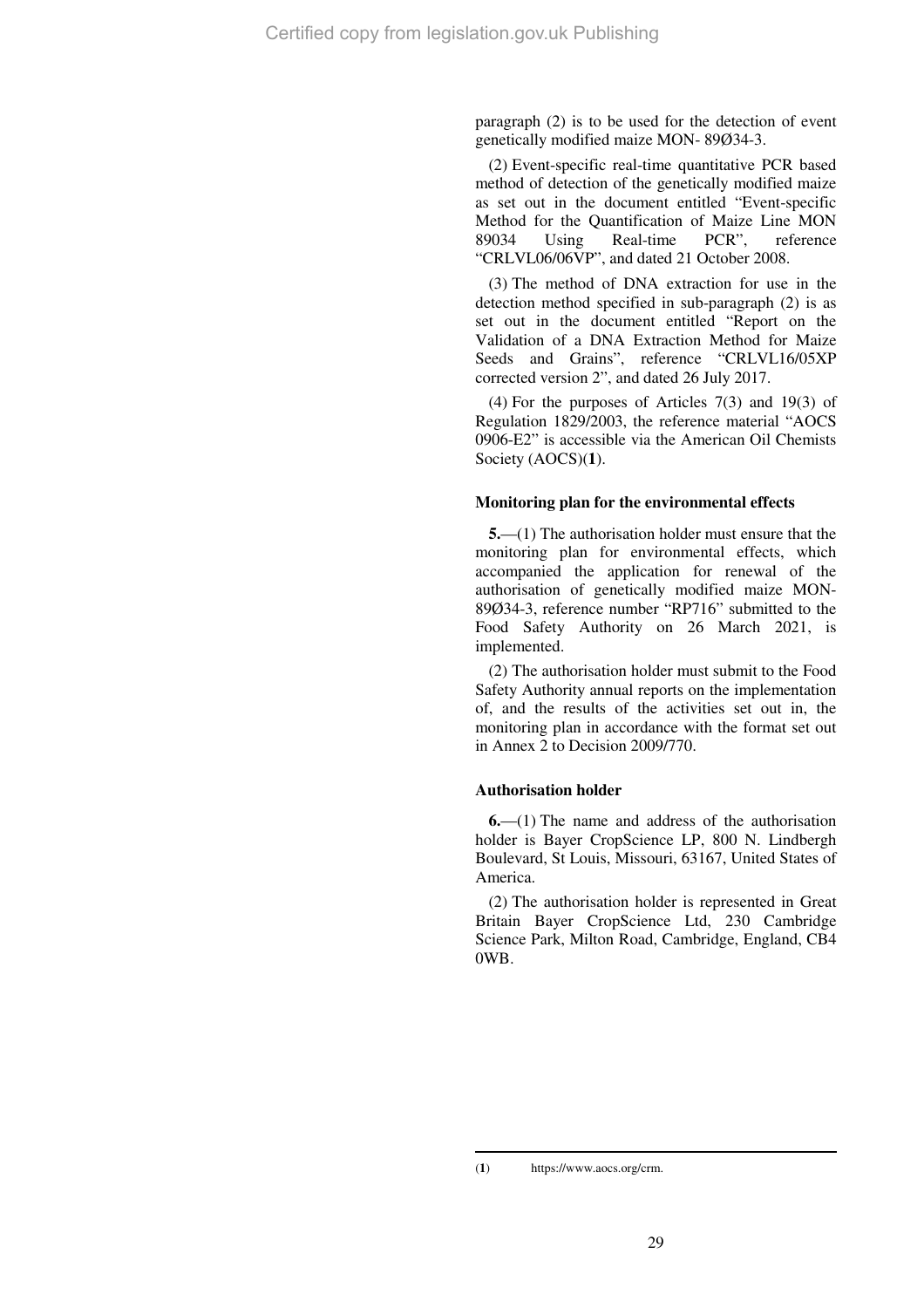paragraph (2) is to be used for the detection of event genetically modified maize MON- 89Ø34-3.

(2) Event-specific real-time quantitative PCR based method of detection of the genetically modified maize as set out in the document entitled "Event-specific Method for the Quantification of Maize Line MON 89034 Using Real-time PCR", reference "CRLVL06/06VP", and dated 21 October 2008.

(3) The method of DNA extraction for use in the detection method specified in sub-paragraph (2) is as set out in the document entitled "Report on the Validation of a DNA Extraction Method for Maize Seeds and Grains", reference "CRLVL16/05XP corrected version 2", and dated 26 July 2017.

(4) For the purposes of Articles 7(3) and 19(3) of Regulation 1829/2003, the reference material "AOCS 0906-E2" is accessible via the American Oil Chemists Society (AOCS)(**1**).

### Monitoring plan for the environmental effects

**5.**—(1) The authorisation holder must ensure that the monitoring plan for environmental effects, which accompanied the application for renewal of the authorisation of genetically modified maize MON-89Ø34-3, reference number "RP716" submitted to the Food Safety Authority on 26 March 2021, is implemented.

(2) The authorisation holder must submit to the Food Safety Authority annual reports on the implementation of, and the results of the activities set out in, the monitoring plan in accordance with the format set out in Annex 2 to Decision 2009/770.

### Authorisation holder

**6.**—(1) The name and address of the authorisation holder is Bayer CropScience LP, 800 N. Lindbergh Boulevard, St Louis, Missouri, 63167, United States of America.

(2) The authorisation holder is represented in Great Britain Bayer CropScience Ltd, 230 Cambridge Science Park, Milton Road, Cambridge, England, CB4 0WB.

---

(**1**) https://www.aocs.org/crm.